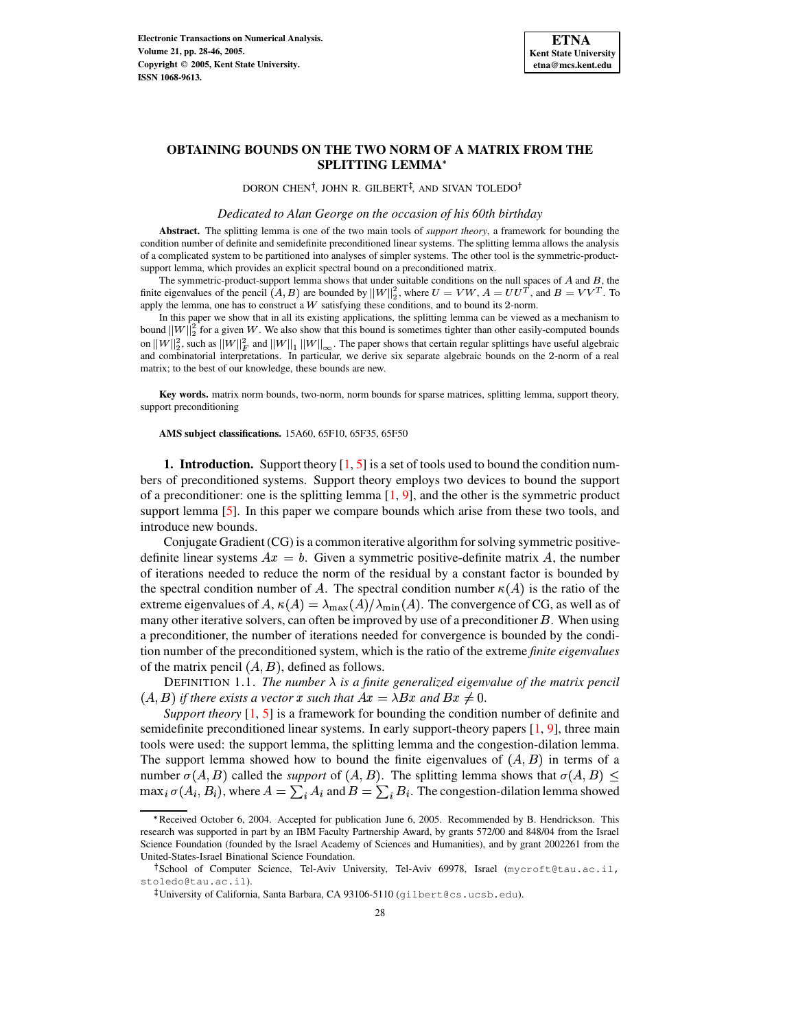# OBTAINING BOUNDS ON THE TWO NORM OF A MATRIX FROM THE SPLITTING LEMMA*

DORON CHEN†, JOHN R. GILBERT‡, AND SIVAN TOLEDO†

*Dedicated to Alan George on the occasion of his 60th birthday*

**Abstract.** The splitting lemma is one of the two main tools of *support theory*, a framework for bounding the condition number of definite and semidefinite preconditioned linear systems. The splitting lemma allows the analysis of a complicated system to be partitioned into analyses of simpler systems. The other tool is the symmetric-product-support lemma, which provides an explicit spectral bound on a preconditioned matrix.

The symmetric-product-support lemma shows that under suitable conditions on the null spaces of $A$ and $B$, the finite eigenvalues of the pencil $(A, B)$ are bounded by $||W||_2^2$, where $U = VW$, $A = UU^T$, and $B = VV^T$. To apply the lemma, one has to construct a $W$ satisfying these conditions, and to bound its 2-norm.

In this paper we show that in all its existing applications, the splitting lemma can be viewed as a mechanism to bound $||W||_2^2$ for a given $W$. We also show that this bound is sometimes tighter than other easily-computed bounds on $||W||_2^2$, such as $||W||_F^2$ and $||W||_1 \, ||W||_\infty$. The paper shows that certain regular splittings have useful algebraic and combinatorial interpretations. In particular, we derive six separate algebraic bounds on the 2-norm of a real matrix; to the best of our knowledge, these bounds are new.

**Key words.** matrix norm bounds, two-norm, norm bounds for sparse matrices, splitting lemma, support theory, support preconditioning

**AMS subject classifications.** 15A60, 65F10, 65F35, 65F50

**1. Introduction.** Support theory [1, 5] is a set of tools used to bound the condition numbers of preconditioned systems. Support theory employs two devices to bound the support of a preconditioner: one is the splitting lemma [1, 9], and the other is the symmetric product support lemma [5]. In this paper we compare bounds which arise from these two tools, and introduce new bounds.

Conjugate Gradient (CG) is a common iterative algorithm for solving symmetric positive-definite linear systems $Ax = b$. Given a symmetric positive-definite matrix $A$, the number of iterations needed to reduce the norm of the residual by a constant factor is bounded by the spectral condition number of $A$. The spectral condition number $\kappa(A)$ is the ratio of the extreme eigenvalues of $A$, $\kappa(A) = \lambda_{\max}(A)/\lambda_{\min}(A)$. The convergence of CG, as well as of many other iterative solvers, can often be improved by use of a preconditioner $B$. When using a preconditioner, the number of iterations needed for convergence is bounded by the condition number of the preconditioned system, which is the ratio of the extreme *finite eigenvalues* of the matrix pencil $(A, B)$, defined as follows.

DEFINITION 1.1. *The number $\lambda$ is a finite generalized eigenvalue of the matrix pencil $(A, B)$ if there exists a vector $x$ such that $Ax = \lambda Bx$ and $Bx \neq 0$.*

*Support theory* [1, 5] is a framework for bounding the condition number of definite and semidefinite preconditioned linear systems. In early support-theory papers [1, 9], three main tools were used: the support lemma, the splitting lemma and the congestion-dilation lemma. The support lemma showed how to bound the finite eigenvalues of $(A, B)$ in terms of a number $\sigma(A, B)$ called the *support* of $(A, B)$. The splitting lemma shows that $\sigma(A, B) \leq \max_i \sigma(A_i, B_i)$, where $A = \sum_i A_i$ and $B = \sum_i B_i$. The congestion-dilation lemma showed

---

*Received October 6, 2004. Accepted for publication June 6, 2005. Recommended by B. Hendrickson. This research was supported in part by an IBM Faculty Partnership Award, by grants 572/00 and 848/04 from the Israel Science Foundation (founded by the Israel Academy of Sciences and Humanities), and by grant 2002261 from the United-States-Israel Binational Science Foundation.

†School of Computer Science, Tel-Aviv University, Tel-Aviv 69978, Israel (mycroft@tau.ac.il, stoledo@tau.ac.il).

‡University of California, Santa Barbara, CA 93106-5110 (gilbert@cs.ucsb.edu).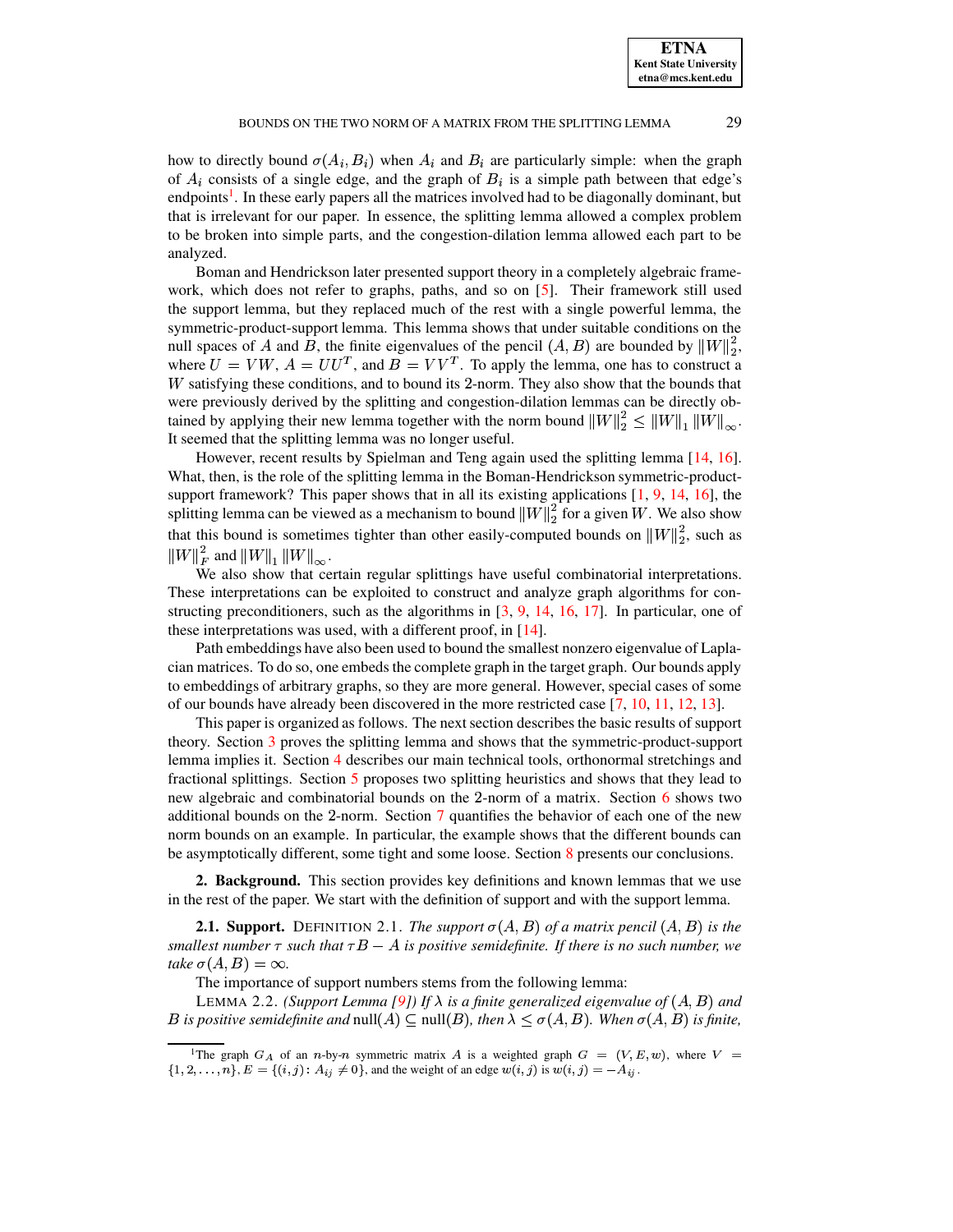how to directly bound $\sigma(A_i, B_i)$ when $A_i$ and $B_i$ are particularly simple: when the graph of $A_i$ consists of a single edge, and the graph of $B_i$ is a simple path between that edge's endpoints[1]. In these early papers all the matrices involved had to be diagonally dominant, but that is irrelevant for our paper. In essence, the splitting lemma allowed a complex problem to be broken into simple parts, and the congestion-dilation lemma allowed each part to be analyzed.

Boman and Hendrickson later presented support theory in a completely algebraic framework, which does not refer to graphs, paths, and so on [5]. Their framework still used the support lemma, but they replaced much of the rest with a single powerful lemma, the symmetric-product-support lemma. This lemma shows that under suitable conditions on the null spaces of $A$ and $B$, the finite eigenvalues of the pencil $(A, B)$ are bounded by $\|W\|_2^2$, where $U = VW$, $A = UU^T$, and $B = VV^T$. To apply the lemma, one has to construct a $W$ satisfying these conditions, and to bound its 2-norm. They also show that the bounds that were previously derived by the splitting and congestion-dilation lemmas can be directly obtained by applying their new lemma together with the norm bound $\|W\|_2^2 \le \|W\|_1 \|W\|_\infty$. It seemed that the splitting lemma was no longer useful.

However, recent results by Spielman and Teng again used the splitting lemma [14, 16]. What, then, is the role of the splitting lemma in the Boman-Hendrickson symmetric-product-support framework? This paper shows that in all its existing applications [1, 9, 14, 16], the splitting lemma can be viewed as a mechanism to bound $\|W\|_2^2$ for a given $W$. We also show that this bound is sometimes tighter than other easily-computed bounds on $\|W\|_2^2$, such as $\|W\|_F^2$ and $\|W\|_1 \|W\|_\infty$.

We also show that certain regular splittings have useful combinatorial interpretations. These interpretations can be exploited to construct and analyze graph algorithms for constructing preconditioners, such as the algorithms in [3, 9, 14, 16, 17]. In particular, one of these interpretations was used, with a different proof, in [14].

Path embeddings have also been used to bound the smallest nonzero eigenvalue of Laplacian matrices. To do so, one embeds the complete graph in the target graph. Our bounds apply to embeddings of arbitrary graphs, so they are more general. However, special cases of some of our bounds have already been discovered in the more restricted case [7, 10, 11, 12, 13].

This paper is organized as follows. The next section describes the basic results of support theory. Section 3 proves the splitting lemma and shows that the symmetric-product-support lemma implies it. Section 4 describes our main technical tools, orthonormal stretchings and fractional splittings. Section 5 proposes two splitting heuristics and shows that they lead to new algebraic and combinatorial bounds on the 2-norm of a matrix. Section 6 shows two additional bounds on the 2-norm. Section 7 quantifies the behavior of each one of the new norm bounds on an example. In particular, the example shows that the different bounds can be asymptotically different, some tight and some loose. Section 8 presents our conclusions.

## 2. Background.

This section provides key definitions and known lemmas that we use in the rest of the paper. We start with the definition of support and with the support lemma.

### 2.1. Support.

DEFINITION 2.1. *The support $\sigma(A, B)$ of a matrix pencil $(A, B)$ is the smallest number $\tau$ such that $\tau B - A$ is positive semidefinite. If there is no such number, we take $\sigma(A, B) = \infty$.*

The importance of support numbers stems from the following lemma:

LEMMA 2.2. *(Support Lemma [9]) If $\lambda$ is a finite generalized eigenvalue of $(A, B)$ and $B$ is positive semidefinite and* null$(A) \subseteq$ null$(B)$*, then $\lambda \le \sigma(A, B)$. When $\sigma(A, B)$ is finite,*

[1] The graph $G_A$ of an $n$-by-$n$ symmetric matrix $A$ is a weighted graph $G = (V, E, w)$, where $V = \{1, 2, \ldots, n\}$, $E = \{(i, j) \colon A_{ij} \neq 0\}$, and the weight of an edge $w(i, j)$ is $w(i, j) = -A_{ij}$.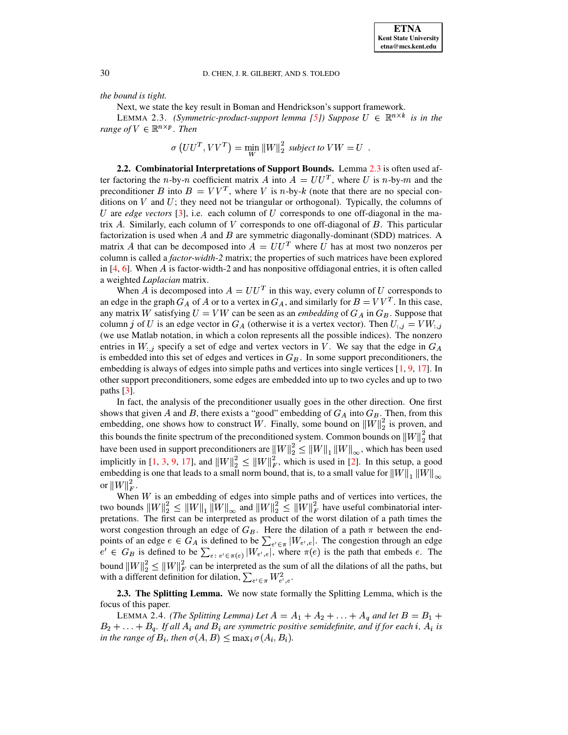*the bound is tight.*

Next, we state the key result in Boman and Hendrickson's support framework.

LEMMA 2.3. *(Symmetric-product-support lemma [5]) Suppose $U \in \mathbb{R}^{n\times k}$ is in the range of $V \in \mathbb{R}^{n\times p}$. Then*

$$\sigma\left(UU^T, VV^T\right) = \min_W \|W\|_2^2 \text{ subject to } VW = U \ .$$

**2.2. Combinatorial Interpretations of Support Bounds.** Lemma 2.3 is often used after factoring the $n$-by-$n$ coefficient matrix $A$ into $A = UU^T$, where $U$ is $n$-by-$m$ and the preconditioner $B$ into $B = VV^T$, where $V$ is $n$-by-$k$ (note that there are no special conditions on $V$ and $U$; they need not be triangular or orthogonal). Typically, the columns of $U$ are *edge vectors* [3], i.e. each column of $U$ corresponds to one off-diagonal in the matrix $A$. Similarly, each column of $V$ corresponds to one off-diagonal of $B$. This particular factorization is used when $A$ and $B$ are symmetric diagonally-dominant (SDD) matrices. A matrix $A$ that can be decomposed into $A = UU^T$ where $U$ has at most two nonzeros per column is called a *factor-width-2* matrix; the properties of such matrices have been explored in [4, 6]. When $A$ is factor-width-2 and has nonpositive offdiagonal entries, it is often called a weighted *Laplacian* matrix.

When $A$ is decomposed into $A = UU^T$ in this way, every column of $U$ corresponds to an edge in the graph $G_A$ of $A$ or to a vertex in $G_A$, and similarly for $B = VV^T$. In this case, any matrix $W$ satisfying $U = VW$ can be seen as an *embedding* of $G_A$ in $G_B$. Suppose that column $j$ of $U$ is an edge vector in $G_A$ (otherwise it is a vertex vector). Then $U_{:,j} = VW_{:,j}$ (we use Matlab notation, in which a colon represents all the possible indices). The nonzero entries in $W_{:,j}$ specify a set of edge and vertex vectors in $V$. We say that the edge in $G_A$ is embedded into this set of edges and vertices in $G_B$. In some support preconditioners, the embedding is always of edges into simple paths and vertices into single vertices [1, 9, 17]. In other support preconditioners, some edges are embedded into up to two cycles and up to two paths [3].

In fact, the analysis of the preconditioner usually goes in the other direction. One first shows that given $A$ and $B$, there exists a "good" embedding of $G_A$ into $G_B$. Then, from this embedding, one shows how to construct $W$. Finally, some bound on $\|W\|_2^2$ is proven, and this bounds the finite spectrum of the preconditioned system. Common bounds on $\|W\|_2^2$ that have been used in support preconditioners are $\|W\|_2^2 \le \|W\|_1 \|W\|_\infty$, which has been used implicitly in [1, 3, 9, 17], and $\|W\|_2^2 \le \|W\|_F^2$, which is used in [2]. In this setup, a good embedding is one that leads to a small norm bound, that is, to a small value for $\|W\|_1 \|W\|_\infty$ or $\|W\|_F^2$.

When $W$ is an embedding of edges into simple paths and of vertices into vertices, the two bounds $\|W\|_2^2 \le \|W\|_1 \|W\|_\infty$ and $\|W\|_2^2 \le \|W\|_F^2$ have useful combinatorial interpretations. The first can be interpreted as product of the worst dilation of a path times the worst congestion through an edge of $G_B$. Here the dilation of a path $\pi$ between the endpoints of an edge $e \in G_A$ is defined to be $\sum_{e'\in\pi} |W_{e',e}|$. The congestion through an edge $e' \in G_B$ is defined to be $\sum_{e:\, e'\in\pi(e)} |W_{e',e}|$, where $\pi(e)$ is the path that embeds $e$. The bound $\|W\|_2^2 \le \|W\|_F^2$ can be interpreted as the sum of all the dilations of all the paths, but with a different definition for dilation, $\sum_{e'\in\pi} W_{e',e}^2$.

**2.3. The Splitting Lemma.** We now state formally the Splitting Lemma, which is the focus of this paper.

LEMMA 2.4. *(The Splitting Lemma) Let $A = A_1 + A_2 + \ldots + A_q$ and let $B = B_1 + B_2 + \ldots + B_q$. If all $A_i$ and $B_i$ are symmetric positive semidefinite, and if for each $i$, $A_i$ is in the range of $B_i$, then $\sigma(A, B) \le \max_i \sigma(A_i, B_i)$.*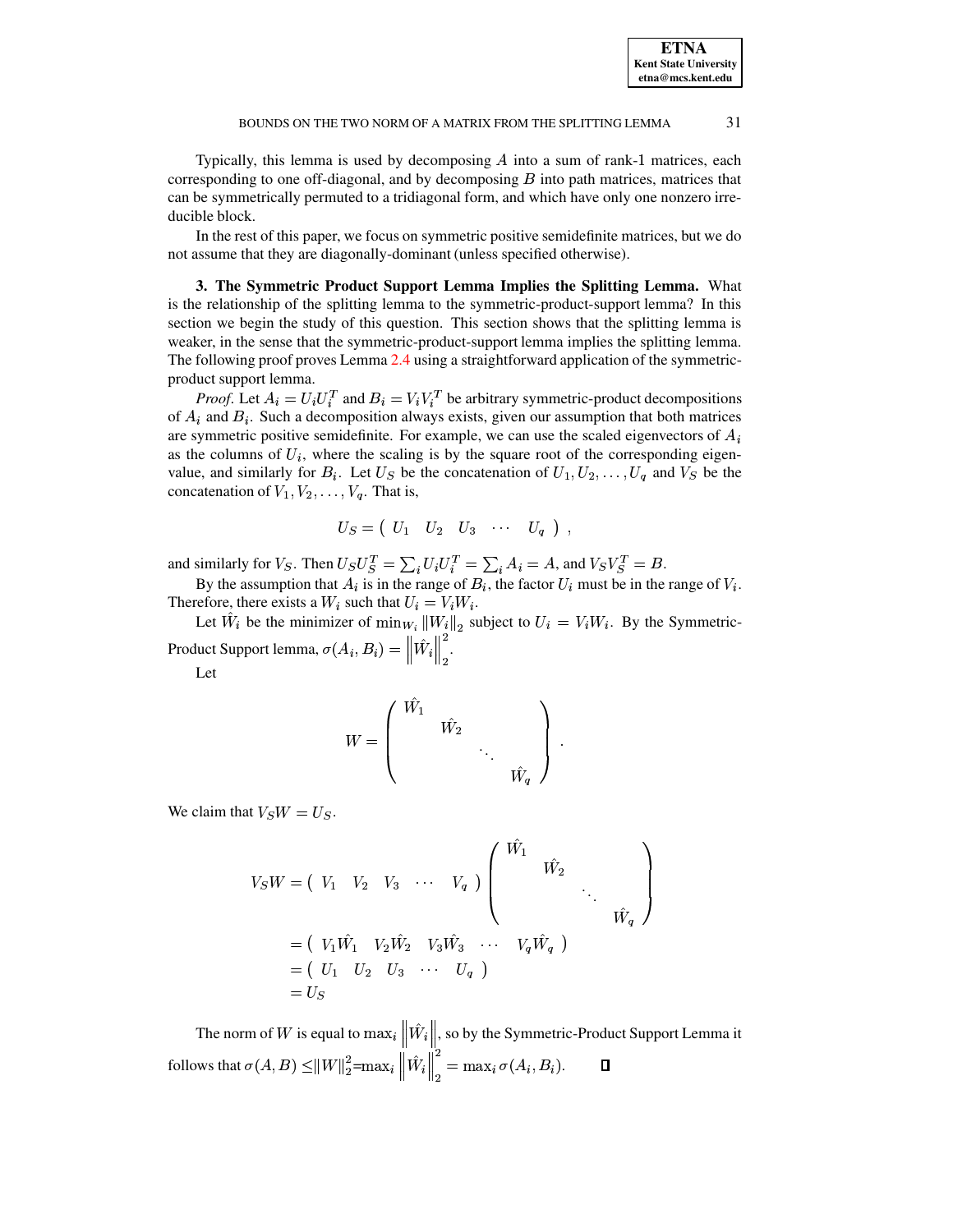Typically, this lemma is used by decomposing $A$ into a sum of rank-1 matrices, each corresponding to one off-diagonal, and by decomposing $B$ into path matrices, matrices that can be symmetrically permuted to a tridiagonal form, and which have only one nonzero irreducible block.

In the rest of this paper, we focus on symmetric positive semidefinite matrices, but we do not assume that they are diagonally-dominant (unless specified otherwise).

**3. The Symmetric Product Support Lemma Implies the Splitting Lemma.** What is the relationship of the splitting lemma to the symmetric-product-support lemma? In this section we begin the study of this question. This section shows that the splitting lemma is weaker, in the sense that the symmetric-product-support lemma implies the splitting lemma. The following proof proves Lemma 2.4 using a straightforward application of the symmetric-product support lemma.

*Proof.* Let $A_i = U_i U_i^T$ and $B_i = V_i V_i^T$ be arbitrary symmetric-product decompositions of $A_i$ and $B_i$. Such a decomposition always exists, given our assumption that both matrices are symmetric positive semidefinite. For example, we can use the scaled eigenvectors of $A_i$ as the columns of $U_i$, where the scaling is by the square root of the corresponding eigenvalue, and similarly for $B_i$. Let $U_S$ be the concatenation of $U_1, U_2, \ldots, U_q$ and $V_S$ be the concatenation of $V_1, V_2, \ldots, V_q$. That is,

$$U_S = \begin{pmatrix} U_1 & U_2 & U_3 & \cdots & U_q \end{pmatrix} ,$$

and similarly for $V_S$. Then $U_S U_S^T = \sum_i U_i U_i^T = \sum_i A_i = A$, and $V_S V_S^T = B$.

By the assumption that $A_i$ is in the range of $B_i$, the factor $U_i$ must be in the range of $V_i$. Therefore, there exists a $W_i$ such that $U_i = V_i W_i$.

Let $\hat{W}_i$ be the minimizer of $\min_{W_i} \|W_i\|_2$ subject to $U_i = V_i W_i$. By the Symmetric-Product Support lemma, $\sigma(A_i, B_i) = \left\|\hat{W}_i\right\|_2^2$.

Let

$$W = \begin{pmatrix} \hat{W}_1 & & & \\ & \hat{W}_2 & & \\ & & \ddots & \\ & & & \hat{W}_q \end{pmatrix} .$$

We claim that $V_S W = U_S$.

$$\begin{aligned} V_S W &= \begin{pmatrix} V_1 & V_2 & V_3 & \cdots & V_q \end{pmatrix} \begin{pmatrix} \hat{W}_1 & & & \\ & \hat{W}_2 & & \\ & & \ddots & \\ & & & \hat{W}_q \end{pmatrix} \\ &= \begin{pmatrix} V_1\hat{W}_1 & V_2\hat{W}_2 & V_3\hat{W}_3 & \cdots & V_q\hat{W}_q \end{pmatrix} \\ &= \begin{pmatrix} U_1 & U_2 & U_3 & \cdots & U_q \end{pmatrix} \\ &= U_S \end{aligned}$$

The norm of $W$ is equal to $\max_i \left\|\hat{W}_i\right\|$, so by the Symmetric-Product Support Lemma it follows that $\sigma(A, B) \leq \|W\|_2^2 = \max_i \left\|\hat{W}_i\right\|_2^2 = \max_i \sigma(A_i, B_i)$. $\square$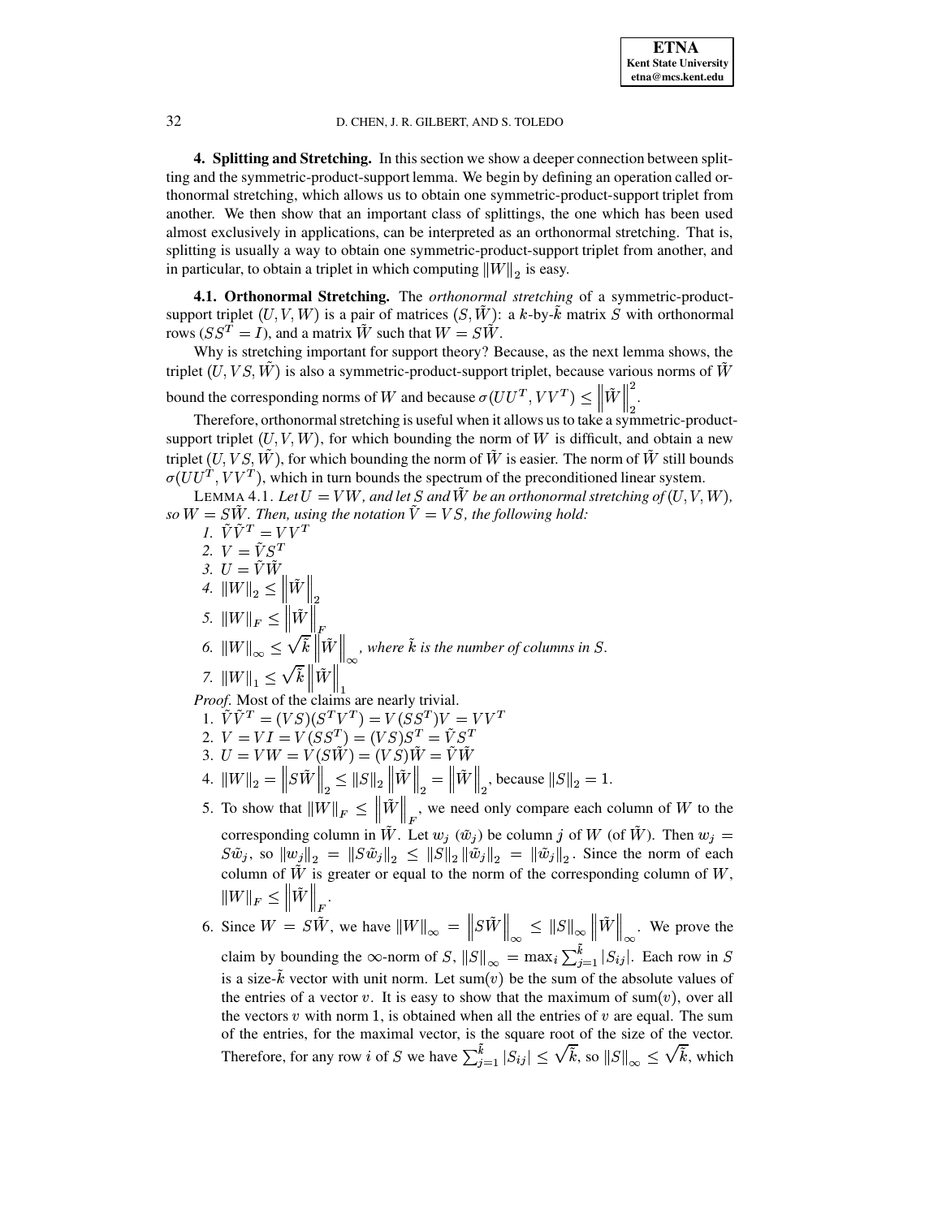## 4. Splitting and Stretching.

In this section we show a deeper connection between splitting and the symmetric-product-support lemma. We begin by defining an operation called orthonormal stretching, which allows us to obtain one symmetric-product-support triplet from another. We then show that an important class of splittings, the one which has been used almost exclusively in applications, can be interpreted as an orthonormal stretching. That is, splitting is usually a way to obtain one symmetric-product-support triplet from another, and in particular, to obtain a triplet in which computing $\|W\|_2$ is easy.

### 4.1. Orthonormal Stretching.

The *orthonormal stretching* of a symmetric-product-support triplet $(U, V, W)$ is a pair of matrices $(S, \tilde{W})$: a $k$-by-$\tilde{k}$ matrix $S$ with orthonormal rows ($SS^T = I$), and a matrix $\tilde{W}$ such that $W = S\tilde{W}$.

Why is stretching important for support theory? Because, as the next lemma shows, the triplet $(U, VS, \tilde{W})$ is also a symmetric-product-support triplet, because various norms of $\tilde{W}$ bound the corresponding norms of $W$ and because $\sigma(UU^T, VV^T) \leq \left\|\tilde{W}\right\|_2^2$.

Therefore, orthonormal stretching is useful when it allows us to take a symmetric-product-support triplet $(U, V, W)$, for which bounding the norm of $W$ is difficult, and obtain a new triplet $(U, VS, \tilde{W})$, for which bounding the norm of $\tilde{W}$ is easier. The norm of $\tilde{W}$ still bounds $\sigma(UU^T, VV^T)$, which in turn bounds the spectrum of the preconditioned linear system.

LEMMA 4.1. *Let $U = VW$, and let $S$ and $\tilde{W}$ be an orthonormal stretching of $(U, V, W)$, so $W = S\tilde{W}$. Then, using the notation $\tilde{V} = VS$, the following hold:*

1. $\tilde{V}\tilde{V}^T = VV^T$
2. $V = \tilde{V}S^T$
3. $U = \tilde{V}\tilde{W}$
4. $\|W\|_2 \leq \left\|\tilde{W}\right\|_2$
5. $\|W\|_F \leq \left\|\tilde{W}\right\|_F$
6. $\|W\|_\infty \leq \sqrt{\tilde{k}}\left\|\tilde{W}\right\|_\infty$*, where $\tilde{k}$ is the number of columns in $S$.*
7. $\|W\|_1 \leq \sqrt{\tilde{k}}\left\|\tilde{W}\right\|_1$

*Proof*. Most of the claims are nearly trivial.

1. $\tilde{V}\tilde{V}^T = (VS)(S^TV^T) = V(SS^T)V = VV^T$
2. $V = VI = V(SS^T) = (VS)S^T = \tilde{V}S^T$
3. $U = VW = V(S\tilde{W}) = (VS)\tilde{W} = \tilde{V}\tilde{W}$
4. $\|W\|_2 = \left\|S\tilde{W}\right\|_2 \leq \|S\|_2\left\|\tilde{W}\right\|_2 = \left\|\tilde{W}\right\|_2$, because $\|S\|_2 = 1$.
5. To show that $\|W\|_F \leq \left\|\tilde{W}\right\|_F$, we need only compare each column of $W$ to the corresponding column in $\tilde{W}$. Let $w_j$ ($\tilde{w}_j$) be column $j$ of $W$ (of $\tilde{W}$). Then $w_j = S\tilde{w}_j$, so $\|w_j\|_2 = \|S\tilde{w}_j\|_2 \leq \|S\|_2\|\tilde{w}_j\|_2 = \|\tilde{w}_j\|_2$. Since the norm of each column of $\tilde{W}$ is greater or equal to the norm of the corresponding column of $W$, $\|W\|_F \leq \left\|\tilde{W}\right\|_F$.
6. Since $W = S\tilde{W}$, we have $\|W\|_\infty = \left\|S\tilde{W}\right\|_\infty \leq \|S\|_\infty\left\|\tilde{W}\right\|_\infty$. We prove the claim by bounding the $\infty$-norm of $S$, $\|S\|_\infty = \max_i\sum_{j=1}^{\tilde{k}}|S_{ij}|$. Each row in $S$ is a size-$\tilde{k}$ vector with unit norm. Let $\text{sum}(v)$ be the sum of the absolute values of the entries of a vector $v$. It is easy to show that the maximum of $\text{sum}(v)$, over all the vectors $v$ with norm 1, is obtained when all the entries of $v$ are equal. The sum of the entries, for the maximal vector, is the square root of the size of the vector. Therefore, for any row $i$ of $S$ we have $\sum_{j=1}^{\tilde{k}}|S_{ij}| \leq \sqrt{\tilde{k}}$, so $\|S\|_\infty \leq \sqrt{\tilde{k}}$, which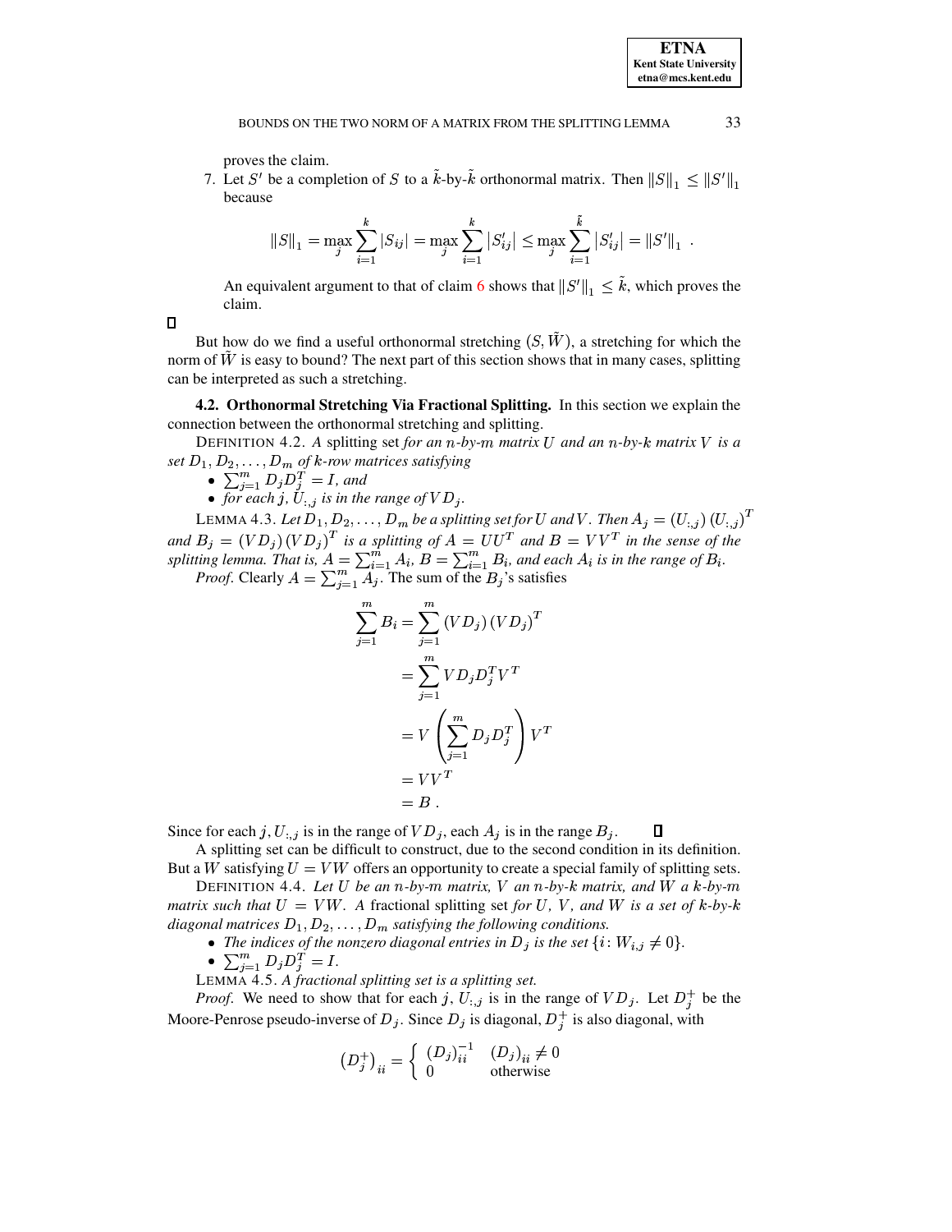proves the claim.

7. Let $S'$ be a completion of $S$ to a $\tilde{k}$-by-$\tilde{k}$ orthonormal matrix. Then $\|S\|_1 \leq \|S'\|_1$ because

$$\|S\|_1 = \max_j \sum_{i=1}^{k} |S_{ij}| = \max_j \sum_{i=1}^{k} |S'_{ij}| \leq \max_j \sum_{i=1}^{\tilde{k}} |S'_{ij}| = \|S'\|_1 \ .$$

An equivalent argument to that of claim 6 shows that $\|S'\|_1 \leq \tilde{k}$, which proves the claim.

□

But how do we find a useful orthonormal stretching $(S, \tilde{W})$, a stretching for which the norm of $\tilde{W}$ is easy to bound? The next part of this section shows that in many cases, splitting can be interpreted as such a stretching.

### 4.2. Orthonormal Stretching Via Fractional Splitting.

In this section we explain the connection between the orthonormal stretching and splitting.

DEFINITION 4.2. *A* splitting set *for an $n$-by-$m$ matrix $U$ and an $n$-by-$k$ matrix $V$ is a set $D_1, D_2, \ldots, D_m$ of $k$-row matrices satisfying*

- $\sum_{j=1}^{m} D_j D_j^T = I$, *and*
- *for each $j$, $U_{:,j}$ is in the range of $VD_j$.*

LEMMA 4.3. *Let $D_1, D_2, \ldots, D_m$ be a splitting set for $U$ and $V$. Then $A_j = (U_{:,j})(U_{:,j})^T$ and $B_j = (VD_j)(VD_j)^T$ is a splitting of $A = UU^T$ and $B = VV^T$ in the sense of the splitting lemma. That is, $A = \sum_{i=1}^{m} A_i$, $B = \sum_{i=1}^{m} B_i$, and each $A_i$ is in the range of $B_i$.*

*Proof.* Clearly $A = \sum_{j=1}^{m} A_j$. The sum of the $B_j$'s satisfies

$$\begin{aligned}
\sum_{j=1}^{m} B_i &= \sum_{i=1}^{m} (VD_j)(VD_j)^T \\
&= \sum_{j=1}^{m} VD_j D_j^T V^T \\
&= V\left(\sum_{j=1}^{m} D_j D_j^T\right) V^T \\
&= VV^T \\
&= B \ .
\end{aligned}$$

Since for each $j$, $U_{:,j}$ is in the range of $VD_j$, each $A_j$ is in the range $B_j$. □

A splitting set can be difficult to construct, due to the second condition in its definition. But a $W$ satisfying $U = VW$ offers an opportunity to create a special family of splitting sets.

DEFINITION 4.4. *Let $U$ be an $n$-by-$m$ matrix, $V$ an $n$-by-$k$ matrix, and $W$ a $k$-by-$m$ matrix such that $U = VW$. A* fractional splitting set *for $U$, $V$, and $W$ is a set of $k$-by-$k$ diagonal matrices $D_1, D_2, \ldots, D_m$ satisfying the following conditions.*

- *The indices of the nonzero diagonal entries in $D_j$ is the set $\{i\colon W_{i,j} \neq 0\}$.*
- $\sum_{j=1}^{m} D_j D_j^T = I$.

LEMMA 4.5. *A fractional splitting set is a splitting set.*

*Proof.* We need to show that for each $j$, $U_{:,j}$ is in the range of $VD_j$. Let $D_j^+$ be the Moore-Penrose pseudo-inverse of $D_j$. Since $D_j$ is diagonal, $D_j^+$ is also diagonal, with

$$\left(D_j^+\right)_{ii} = \begin{cases} (D_j)_{ii}^{-1} & (D_j)_{ii} \neq 0 \\ 0 & \text{otherwise} \end{cases}$$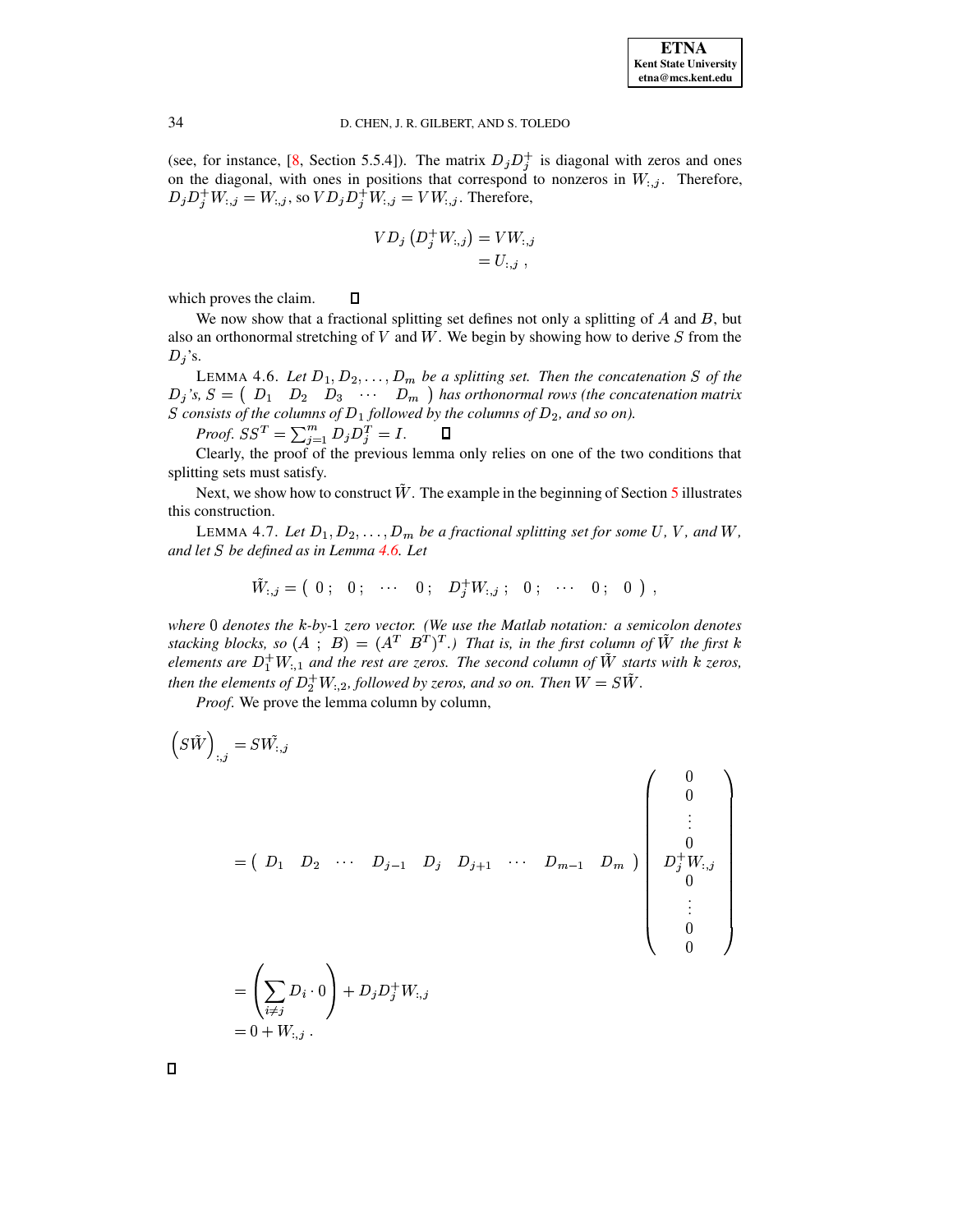(see, for instance, [8, Section 5.5.4]). The matrix $D_j D_j^+$ is diagonal with zeros and ones on the diagonal, with ones in positions that correspond to nonzeros in $W_{:,j}$. Therefore, $D_j D_j^+ W_{:,j} = W_{:,j}$, so $V D_j D_j^+ W_{:,j} = V W_{:,j}$. Therefore,

$$
\begin{aligned}
V D_j \left( D_j^+ W_{:,j} \right) &= V W_{:,j} \\
&= U_{:,j} \ ,
\end{aligned}
$$

which proves the claim. ∎

We now show that a fractional splitting set defines not only a splitting of $A$ and $B$, but also an orthonormal stretching of $V$ and $W$. We begin by showing how to derive $S$ from the $D_j$'s.

LEMMA 4.6. *Let $D_1, D_2, \ldots, D_m$ be a splitting set. Then the concatenation $S$ of the $D_j$'s, $S = \begin{pmatrix} D_1 & D_2 & D_3 & \cdots & D_m \end{pmatrix}$ has orthonormal rows (the concatenation matrix $S$ consists of the columns of $D_1$ followed by the columns of $D_2$, and so on).*

*Proof.* $SS^T = \sum_{j=1}^m D_j D_j^T = I$. ∎

Clearly, the proof of the previous lemma only relies on one of the two conditions that splitting sets must satisfy.

Next, we show how to construct $\tilde{W}$. The example in the beginning of Section 5 illustrates this construction.

LEMMA 4.7. *Let $D_1, D_2, \ldots, D_m$ be a fractional splitting set for some $U$, $V$, and $W$, and let $S$ be defined as in Lemma 4.6. Let*

$$
\tilde{W}_{:,j} = \begin{pmatrix} 0 \ ; & 0 \ ; & \cdots & 0 \ ; & D_j^+ W_{:,j} \ ; & 0 \ ; & \cdots & 0 \ ; & 0 \end{pmatrix} ,
$$

*where $0$ denotes the $k$-by-$1$ zero vector. (We use the Matlab notation: a semicolon denotes stacking blocks, so $(A \ ; \ B) = (A^T \ \ B^T)^T$.) That is, in the first column of $\tilde{W}$ the first $k$ elements are $D_1^+ W_{:,1}$ and the rest are zeros. The second column of $\tilde{W}$ starts with $k$ zeros, then the elements of $D_2^+ W_{:,2}$, followed by zeros, and so on. Then $W = S\tilde{W}$.*

*Proof.* We prove the lemma column by column,

$$
\begin{aligned}
\left( S\tilde{W} \right)_{:,j} &= S\tilde{W}_{:,j} \\
&= \begin{pmatrix} D_1 & D_2 & \cdots & D_{j-1} & D_j & D_{j+1} & \cdots & D_{m-1} & D_m \end{pmatrix} \begin{pmatrix} 0 \\ 0 \\ \vdots \\ 0 \\ D_j^+ W_{:,j} \\ 0 \\ \vdots \\ 0 \\ 0 \end{pmatrix} \\
&= \left( \sum_{i \neq j} D_i \cdot 0 \right) + D_j D_j^+ W_{:,j} \\
&= 0 + W_{:,j} \ .
\end{aligned}
$$

∎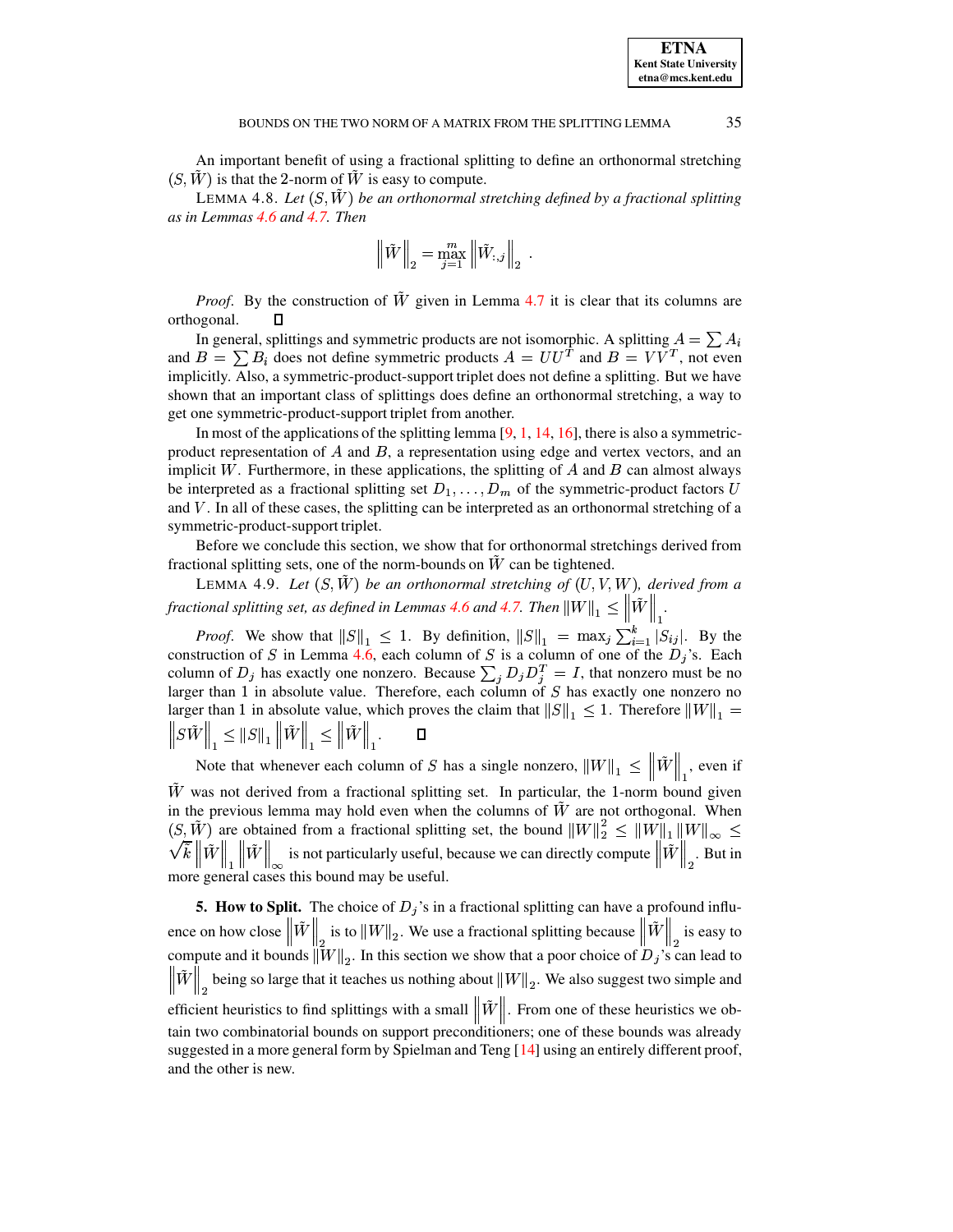An important benefit of using a fractional splitting to define an orthonormal stretching $(S, \tilde{W})$ is that the 2-norm of $\tilde{W}$ is easy to compute.

LEMMA 4.8. *Let $(S, \tilde{W})$ be an orthonormal stretching defined by a fractional splitting as in Lemmas 4.6 and 4.7. Then*

$$\left\| \tilde{W} \right\|_2 = \max_{j=1}^{m} \left\| \tilde{W}_{:,j} \right\|_2 \ .$$

*Proof.* By the construction of $\tilde{W}$ given in Lemma 4.7 it is clear that its columns are orthogonal. $\square$

In general, splittings and symmetric products are not isomorphic. A splitting $A = \sum A_i$ and $B = \sum B_i$ does not define symmetric products $A = UU^T$ and $B = VV^T$, not even implicitly. Also, a symmetric-product-support triplet does not define a splitting. But we have shown that an important class of splittings does define an orthonormal stretching, a way to get one symmetric-product-support triplet from another.

In most of the applications of the splitting lemma [9, 1, 14, 16], there is also a symmetric-product representation of $A$ and $B$, a representation using edge and vertex vectors, and an implicit $W$. Furthermore, in these applications, the splitting of $A$ and $B$ can almost always be interpreted as a fractional splitting set $D_1, \ldots, D_m$ of the symmetric-product factors $U$ and $V$. In all of these cases, the splitting can be interpreted as an orthonormal stretching of a symmetric-product-support triplet.

Before we conclude this section, we show that for orthonormal stretchings derived from fractional splitting sets, one of the norm-bounds on $\tilde{W}$ can be tightened.

LEMMA 4.9. *Let $(S, \tilde{W})$ be an orthonormal stretching of $(U, V, W)$, derived from a fractional splitting set, as defined in Lemmas 4.6 and 4.7. Then $\left\| W \right\|_1 \leq \left\| \tilde{W} \right\|_1$.*

*Proof.* We show that $\left\| S \right\|_1 \leq 1$. By definition, $\left\| S \right\|_1 = \max_j \sum_{i=1}^{k} |S_{ij}|$. By the construction of $S$ in Lemma 4.6, each column of $S$ is a column of one of the $D_j$'s. Each column of $D_j$ has exactly one nonzero. Because $\sum_j D_j D_j^T = I$, that nonzero must be no larger than 1 in absolute value. Therefore, each column of $S$ has exactly one nonzero no larger than 1 in absolute value, which proves the claim that $\left\| S \right\|_1 \leq 1$. Therefore $\left\| W \right\|_1 = \left\| S\tilde{W} \right\|_1 \leq \left\| S \right\|_1 \left\| \tilde{W} \right\|_1 \leq \left\| \tilde{W} \right\|_1$. $\square$

Note that whenever each column of $S$ has a single nonzero, $\left\| W \right\|_1 \leq \left\| \tilde{W} \right\|_1$, even if $\tilde{W}$ was not derived from a fractional splitting set. In particular, the 1-norm bound given in the previous lemma may hold even when the columns of $\tilde{W}$ are not orthogonal. When $(S, \tilde{W})$ are obtained from a fractional splitting set, the bound $\left\| W \right\|_2^2 \leq \left\| W \right\|_1 \left\| W \right\|_\infty \leq \sqrt{k} \left\| \tilde{W} \right\|_1 \left\| \tilde{W} \right\|_\infty$ is not particularly useful, because we can directly compute $\left\| \tilde{W} \right\|_2$. But in more general cases this bound may be useful.

## 5. How to Split.

The choice of $D_j$'s in a fractional splitting can have a profound influence on how close $\left\| \tilde{W} \right\|_2$ is to $\left\| W \right\|_2$. We use a fractional splitting because $\left\| \tilde{W} \right\|_2$ is easy to compute and it bounds $\left\| W \right\|_2$. In this section we show that a poor choice of $D_j$'s can lead to $\left\| \tilde{W} \right\|_2$ being so large that it teaches us nothing about $\left\| W \right\|_2$. We also suggest two simple and efficient heuristics to find splittings with a small $\left\| \tilde{W} \right\|$. From one of these heuristics we obtain two combinatorial bounds on support preconditioners; one of these bounds was already suggested in a more general form by Spielman and Teng [14] using an entirely different proof, and the other is new.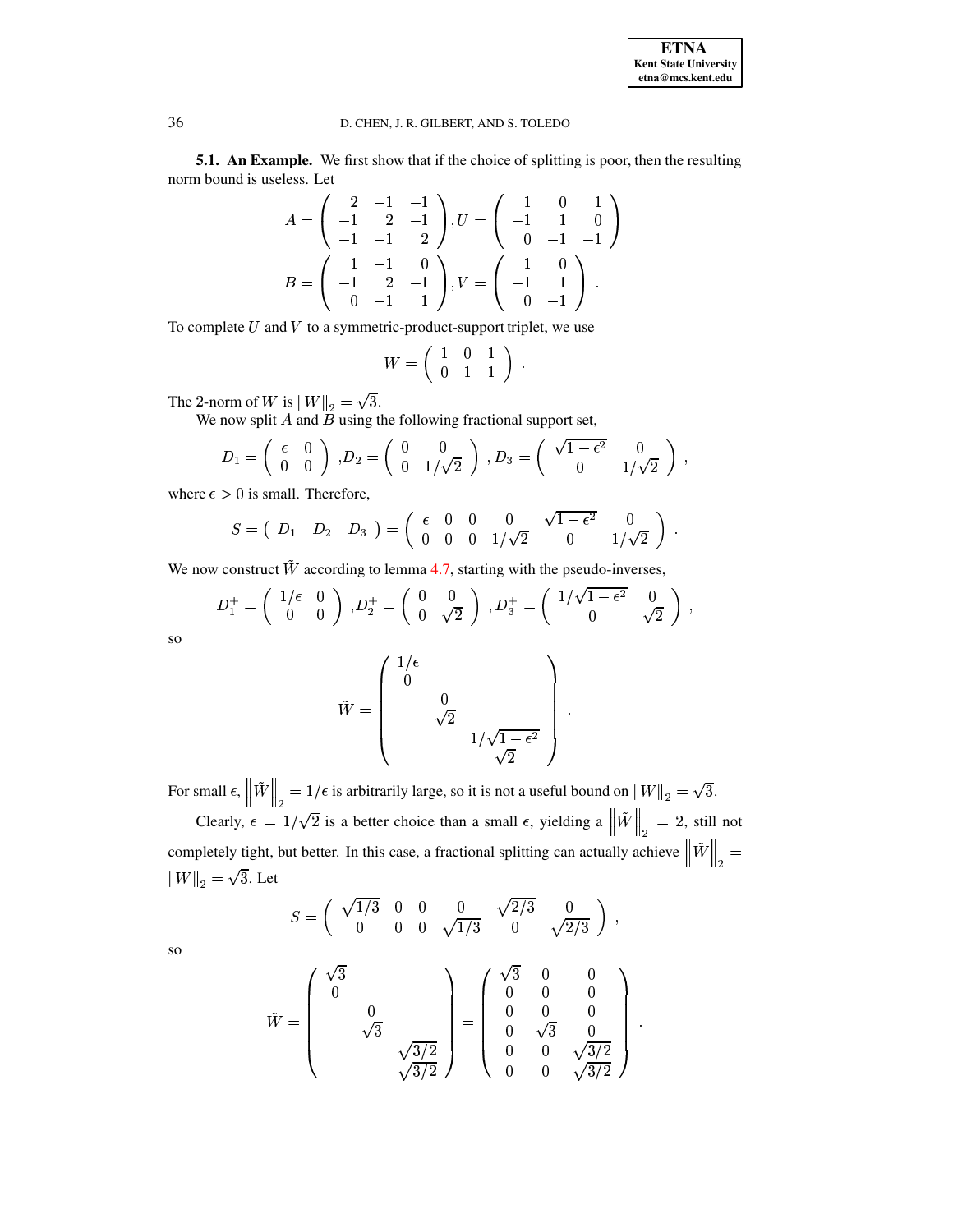**5.1. An Example.** We first show that if the choice of splitting is poor, then the resulting norm bound is useless. Let

$$A = \begin{pmatrix} 2 & -1 & -1 \\ -1 & 2 & -1 \\ -1 & -1 & 2 \end{pmatrix}, U = \begin{pmatrix} 1 & 0 & 1 \\ -1 & 1 & 0 \\ 0 & -1 & -1 \end{pmatrix}$$

$$B = \begin{pmatrix} 1 & -1 & 0 \\ -1 & 2 & -1 \\ 0 & -1 & 1 \end{pmatrix}, V = \begin{pmatrix} 1 & 0 \\ -1 & 1 \\ 0 & -1 \end{pmatrix}.$$

To complete $U$ and $V$ to a symmetric-product-support triplet, we use

$$W = \begin{pmatrix} 1 & 0 & 1 \\ 0 & 1 & 1 \end{pmatrix}.$$

The 2-norm of $W$ is $\|W\|_2 = \sqrt{3}$.

We now split $A$ and $B$ using the following fractional support set,

$$D_1 = \begin{pmatrix} \epsilon & 0 \\ 0 & 0 \end{pmatrix}, D_2 = \begin{pmatrix} 0 & 0 \\ 0 & 1/\sqrt{2} \end{pmatrix}, D_3 = \begin{pmatrix} \sqrt{1-\epsilon^2} & 0 \\ 0 & 1/\sqrt{2} \end{pmatrix},$$

where $\epsilon > 0$ is small. Therefore,

$$S = \begin{pmatrix} D_1 & D_2 & D_3 \end{pmatrix} = \begin{pmatrix} \epsilon & 0 & 0 & 0 & \sqrt{1-\epsilon^2} & 0 \\ 0 & 0 & 0 & 1/\sqrt{2} & 0 & 1/\sqrt{2} \end{pmatrix}.$$

We now construct $\tilde{W}$ according to lemma 4.7, starting with the pseudo-inverses,

$$D_1^+ = \begin{pmatrix} 1/\epsilon & 0 \\ 0 & 0 \end{pmatrix}, D_2^+ = \begin{pmatrix} 0 & 0 \\ 0 & \sqrt{2} \end{pmatrix}, D_3^+ = \begin{pmatrix} 1/\sqrt{1-\epsilon^2} & 0 \\ 0 & \sqrt{2} \end{pmatrix},$$

so

$$\tilde{W} = \begin{pmatrix} 1/\epsilon & & \\ 0 & & \\ & 0 & \\ & \sqrt{2} & \\ & & 1/\sqrt{1-\epsilon^2} \\ & & \sqrt{2} \end{pmatrix}.$$

For small $\epsilon$, $\left\|\tilde{W}\right\|_2 = 1/\epsilon$ is arbitrarily large, so it is not a useful bound on $\|W\|_2 = \sqrt{3}$.

Clearly, $\epsilon = 1/\sqrt{2}$ is a better choice than a small $\epsilon$, yielding a $\left\|\tilde{W}\right\|_2 = 2$, still not completely tight, but better. In this case, a fractional splitting can actually achieve $\left\|\tilde{W}\right\|_2 = \|W\|_2 = \sqrt{3}$. Let

$$S = \begin{pmatrix} \sqrt{1/3} & 0 & 0 & 0 & \sqrt{2/3} & 0 \\ 0 & 0 & 0 & \sqrt{1/3} & 0 & \sqrt{2/3} \end{pmatrix},$$

so

$$\tilde{W} = \begin{pmatrix} \sqrt{3} & & \\ 0 & & \\ & 0 & \\ & \sqrt{3} & \\ & & \sqrt{3/2} \\ & & \sqrt{3/2} \end{pmatrix} = \begin{pmatrix} \sqrt{3} & 0 & 0 \\ 0 & 0 & 0 \\ 0 & 0 & 0 \\ 0 & \sqrt{3} & 0 \\ 0 & 0 & \sqrt{3/2} \\ 0 & 0 & \sqrt{3/2} \end{pmatrix}.$$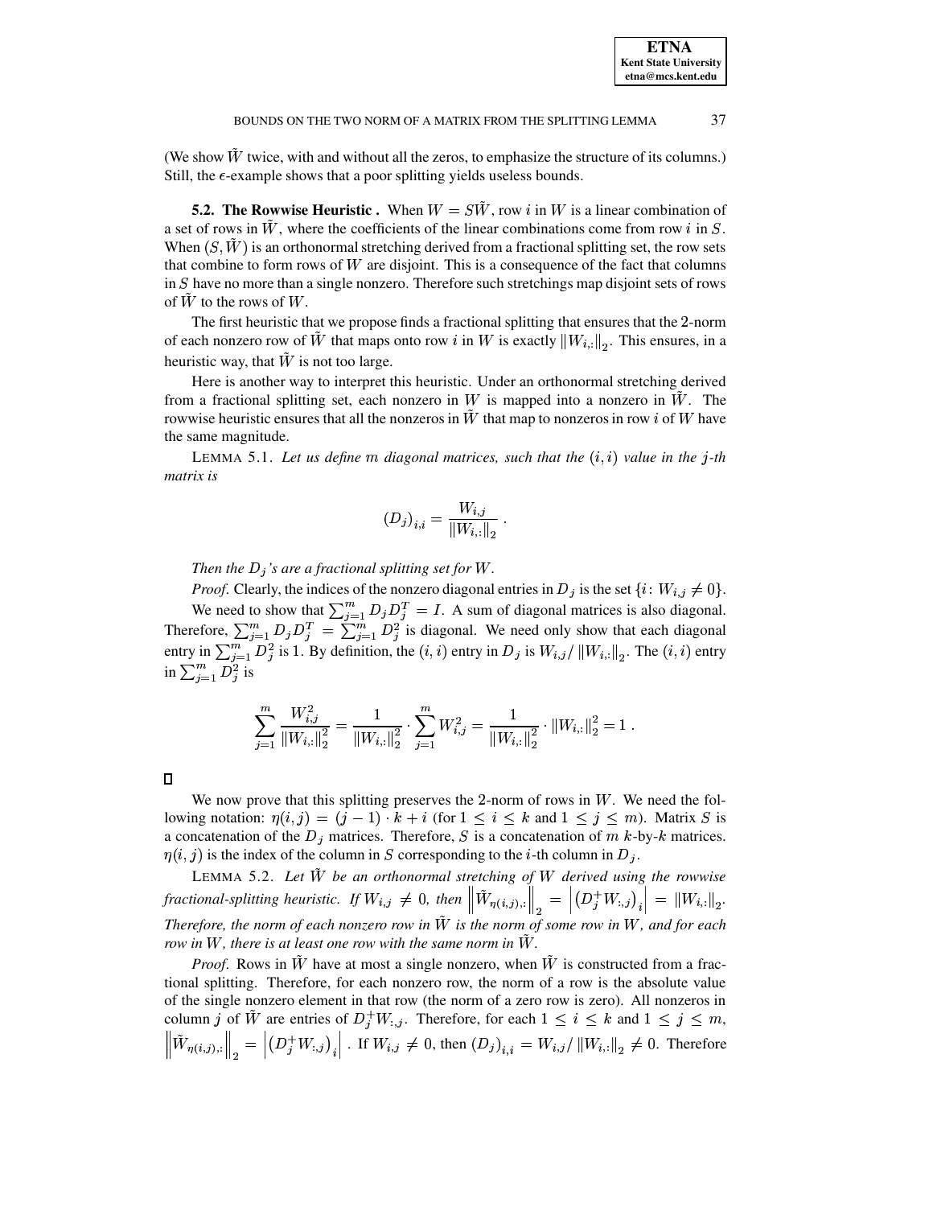(We show $\tilde{W}$ twice, with and without all the zeros, to emphasize the structure of its columns.) Still, the $\epsilon$-example shows that a poor splitting yields useless bounds.

**5.2. The Rowwise Heuristic .** When $W = S\tilde{W}$, row $i$ in $W$ is a linear combination of a set of rows in $\tilde{W}$, where the coefficients of the linear combinations come from row $i$ in $S$. When $(S, \tilde{W})$ is an orthonormal stretching derived from a fractional splitting set, the row sets that combine to form rows of $W$ are disjoint. This is a consequence of the fact that columns in $S$ have no more than a single nonzero. Therefore such stretchings map disjoint sets of rows of $\tilde{W}$ to the rows of $W$.

The first heuristic that we propose finds a fractional splitting that ensures that the 2-norm of each nonzero row of $\tilde{W}$ that maps onto row $i$ in $W$ is exactly $\|W_{i,:}\|_2$. This ensures, in a heuristic way, that $\tilde{W}$ is not too large.

Here is another way to interpret this heuristic. Under an orthonormal stretching derived from a fractional splitting set, each nonzero in $W$ is mapped into a nonzero in $\tilde{W}$. The rowwise heuristic ensures that all the nonzeros in $\tilde{W}$ that map to nonzeros in row $i$ of $W$ have the same magnitude.

LEMMA 5.1. *Let us define $m$ diagonal matrices, such that the $(i, i)$ value in the $j$-th matrix is*

$$(D_j)_{i,i} = \frac{W_{i,j}}{\|W_{i,:}\|_2} \; .$$

*Then the $D_j$'s are a fractional splitting set for $W$.*

*Proof.* Clearly, the indices of the nonzero diagonal entries in $D_j$ is the set $\{i \colon W_{i,j} \neq 0\}$.

We need to show that $\sum_{j=1}^{m} D_j D_j^T = I$. A sum of diagonal matrices is also diagonal. Therefore, $\sum_{j=1}^{m} D_j D_j^T = \sum_{j=1}^{m} D_j^2$ is diagonal. We need only show that each diagonal entry in $\sum_{j=1}^{m} D_j^2$ is 1. By definition, the $(i, i)$ entry in $D_j$ is $W_{i,j}/\|W_{i,:}\|_2$. The $(i, i)$ entry in $\sum_{j=1}^{m} D_j^2$ is

$$\sum_{j=1}^{m} \frac{W_{i,j}^2}{\|W_{i,:}\|_2^2} = \frac{1}{\|W_{i,:}\|_2^2} \cdot \sum_{j=1}^{m} W_{i,j}^2 = \frac{1}{\|W_{i,:}\|_2^2} \cdot \|W_{i,:}\|_2^2 = 1 \; .$$

□

We now prove that this splitting preserves the 2-norm of rows in $W$. We need the following notation: $\eta(i, j) = (j-1) \cdot k + i$ (for $1 \leq i \leq k$ and $1 \leq j \leq m$). Matrix $S$ is a concatenation of the $D_j$ matrices. Therefore, $S$ is a concatenation of $m$ $k$-by-$k$ matrices. $\eta(i, j)$ is the index of the column in $S$ corresponding to the $i$-th column in $D_j$.

LEMMA 5.2. *Let $\tilde{W}$ be an orthonormal stretching of $W$ derived using the rowwise fractional-splitting heuristic. If $W_{i,j} \neq 0$, then $\left\|\tilde{W}_{\eta(i,j),:}\right\|_2 = \left|\left(D_j^+ W_{:,j}\right)_i\right| = \|W_{i,:}\|_2$. Therefore, the norm of each nonzero row in $\tilde{W}$ is the norm of some row in $W$, and for each row in $W$, there is at least one row with the same norm in $\tilde{W}$.*

*Proof.* Rows in $\tilde{W}$ have at most a single nonzero, when $\tilde{W}$ is constructed from a fractional splitting. Therefore, for each nonzero row, the norm of a row is the absolute value of the single nonzero element in that row (the norm of a zero row is zero). All nonzeros in column $j$ of $\tilde{W}$ are entries of $D_j^+ W_{:,j}$. Therefore, for each $1 \leq i \leq k$ and $1 \leq j \leq m$, $\left\|\tilde{W}_{\eta(i,j),:}\right\|_2 = \left|\left(D_j^+ W_{:,j}\right)_i\right|$ . If $W_{i,j} \neq 0$, then $(D_j)_{i,i} = W_{i,j}/\|W_{i,:}\|_2 \neq 0$. Therefore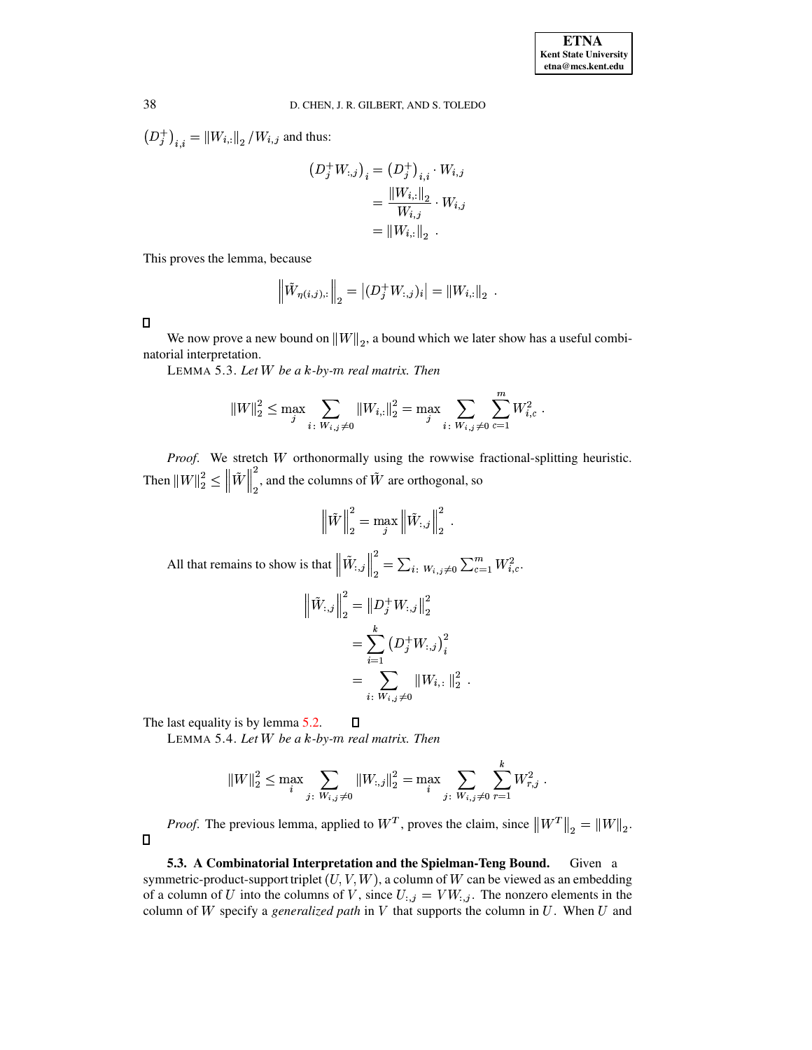$\left(D_j^+\right)_{i,i} = \|W_{i,:}\|_2 / W_{i,j}$ and thus:

$$
\begin{aligned}
\left(D_j^+ W_{:,j}\right)_i &= \left(D_j^+\right)_{i,i} \cdot W_{i,j} \\
&= \frac{\|W_{i,:}\|_2}{W_{i,j}} \cdot W_{i,j} \\
&= \|W_{i,:}\|_2 \ .
\end{aligned}
$$

This proves the lemma, because

$$
\left\| \tilde{W}_{\eta(i,j),:} \right\|_2 = \left| (D_j^+ W_{:,j})_i \right| = \|W_{i,:}\|_2 \ .
$$

□

We now prove a new bound on $\|W\|_2$, a bound which we later show has a useful combinatorial interpretation.

LEMMA 5.3. *Let $W$ be a $k$-by-$m$ real matrix. Then*

$$
\|W\|_2^2 \le \max_j \sum_{i\colon W_{i,j} \neq 0} \|W_{i,:}\|_2^2 = \max_j \sum_{i\colon W_{i,j} \neq 0} \sum_{c=1}^{m} W_{i,c}^2 \ .
$$

*Proof.* We stretch $W$ orthonormally using the rowwise fractional-splitting heuristic. Then $\|W\|_2^2 \le \left\|\tilde{W}\right\|_2^2$, and the columns of $\tilde{W}$ are orthogonal, so

$$
\left\|\tilde{W}\right\|_2^2 = \max_j \left\|\tilde{W}_{:,j}\right\|_2^2 \ .
$$

All that remains to show is that $\left\|\tilde{W}_{:,j}\right\|_2^2 = \sum_{i\colon W_{i,j} \neq 0} \sum_{c=1}^{m} W_{i,c}^2$.

$$
\begin{aligned}
\left\|\tilde{W}_{:,j}\right\|_2^2 &= \left\|D_j^+ W_{:,j}\right\|_2^2 \\
&= \sum_{i=1}^{k} \left(D_j^+ W_{:,j}\right)_i^2 \\
&= \sum_{i\colon W_{i,j} \neq 0} \|W_{i,:}\|_2^2 \ .
\end{aligned}
$$

The last equality is by lemma 5.2. □

LEMMA 5.4. *Let $W$ be a $k$-by-$m$ real matrix. Then*

$$
\|W\|_2^2 \le \max_i \sum_{j\colon W_{i,j} \neq 0} \|W_{:,j}\|_2^2 = \max_i \sum_{j\colon W_{i,j} \neq 0} \sum_{r=1}^{k} W_{r,j}^2 \ .
$$

*Proof.* The previous lemma, applied to $W^T$, proves the claim, since $\left\|W^T\right\|_2 = \|W\|_2$. □

**5.3. A Combinatorial Interpretation and the Spielman-Teng Bound.** Given a symmetric-product-support triplet $(U, V, W)$, a column of $W$ can be viewed as an embedding of a column of $U$ into the columns of $V$, since $U_{:,j} = VW_{:,j}$. The nonzero elements in the column of $W$ specify a *generalized path* in $V$ that supports the column in $U$. When $U$ and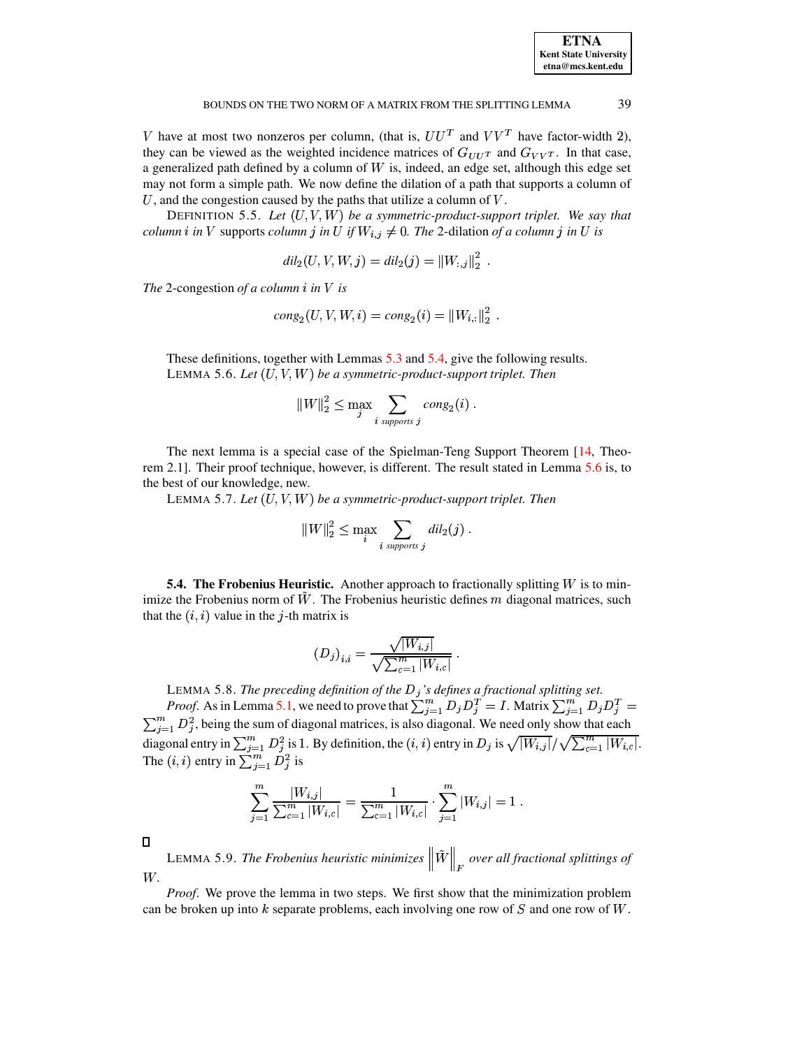$V$ have at most two nonzeros per column, (that is, $UU^T$ and $VV^T$ have factor-width 2), they can be viewed as the weighted incidence matrices of $G_{UU^T}$ and $G_{VV^T}$. In that case, a generalized path defined by a column of $W$ is, indeed, an edge set, although this edge set may not form a simple path. We now define the dilation of a path that supports a column of $U$, and the congestion caused by the paths that utilize a column of $V$.

DEFINITION 5.5. *Let $(U, V, W)$ be a symmetric-product-support triplet. We say that column $i$ in $V$* supports *column $j$ in $U$ if $W_{i,j} \neq 0$. The* 2-dilation *of a column $j$ in $U$ is*

$$dil_2(U, V, W, j) = dil_2(j) = \|W_{:,j}\|_2^2 \ .$$

*The* 2-congestion *of a column $i$ in $V$ is*

$$cong_2(U, V, W, i) = cong_2(i) = \|W_{i,:}\|_2^2 \ .$$

These definitions, together with Lemmas 5.3 and 5.4, give the following results.

LEMMA 5.6. *Let $(U, V, W)$ be a symmetric-product-support triplet. Then*

$$\|W\|_2^2 \leq \max_j \sum_{i \text{ supports } j} cong_2(i) \ .$$

The next lemma is a special case of the Spielman-Teng Support Theorem [14, Theorem 2.1]. Their proof technique, however, is different. The result stated in Lemma 5.6 is, to the best of our knowledge, new.

LEMMA 5.7. *Let $(U, V, W)$ be a symmetric-product-support triplet. Then*

$$\|W\|_2^2 \leq \max_i \sum_{i \text{ supports } j} dil_2(j) \ .$$

**5.4. The Frobenius Heuristic.** Another approach to fractionally splitting $W$ is to minimize the Frobenius norm of $\tilde{W}$. The Frobenius heuristic defines $m$ diagonal matrices, such that the $(i,i)$ value in the $j$-th matrix is

$$\left(D_j\right)_{i,i} = \frac{\sqrt{|W_{i,j}|}}{\sqrt{\sum_{c=1}^{m} |W_{i,c}|}} \ .$$

LEMMA 5.8. *The preceding definition of the $D_j$'s defines a fractional splitting set.*

*Proof.* As in Lemma 5.1, we need to prove that $\sum_{j=1}^{m} D_j D_j^T = I$. Matrix $\sum_{j=1}^{m} D_j D_j^T = \sum_{j=1}^{m} D_j^2$, being the sum of diagonal matrices, is also diagonal. We need only show that each diagonal entry in $\sum_{j=1}^{m} D_j^2$ is 1. By definition, the $(i,i)$ entry in $D_j$ is $\sqrt{|W_{i,j}|}/\sqrt{\sum_{c=1}^{m} |W_{i,c}|}$. The $(i,i)$ entry in $\sum_{j=1}^{m} D_j^2$ is

$$\sum_{j=1}^{m} \frac{|W_{i,j}|}{\sum_{c=1}^{m} |W_{i,c}|} = \frac{1}{\sum_{c=1}^{m} |W_{i,c}|} \cdot \sum_{j=1}^{m} |W_{i,j}| = 1 \ .$$

□

LEMMA 5.9. *The Frobenius heuristic minimizes $\left\|\tilde{W}\right\|_F$ over all fractional splittings of $W$.*

*Proof.* We prove the lemma in two steps. We first show that the minimization problem can be broken up into $k$ separate problems, each involving one row of $S$ and one row of $W$.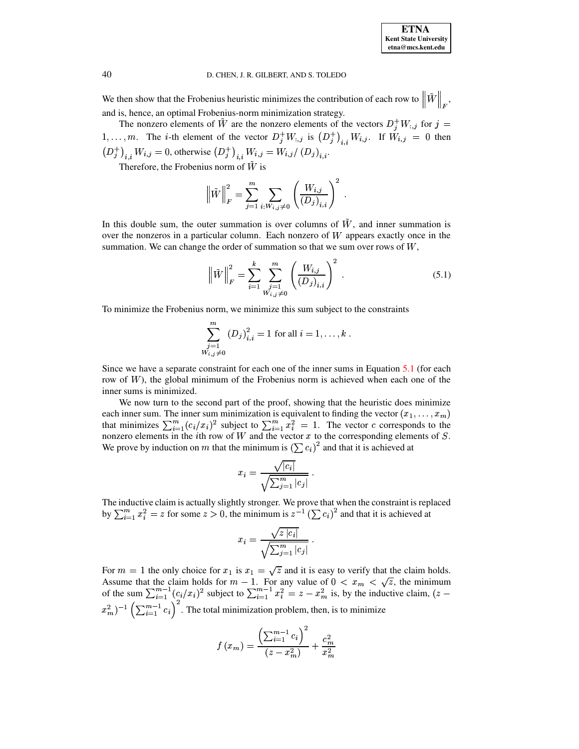We then show that the Frobenius heuristic minimizes the contribution of each row to $\left\|\tilde{W}\right\|_F$, and is, hence, an optimal Frobenius-norm minimization strategy.

The nonzero elements of $\tilde{W}$ are the nonzero elements of the vectors $D_j^+ W_{:,j}$ for $j = 1, \ldots, m$. The $i$-th element of the vector $D_j^+ W_{:,j}$ is $\left(D_j^+\right)_{i,i} W_{i,j}$. If $W_{i,j} = 0$ then $\left(D_j^+\right)_{i,i} W_{i,j} = 0$, otherwise $\left(D_j^+\right)_{i,i} W_{i,j} = W_{i,j} / \left(D_j\right)_{i,i}$.

Therefore, the Frobenius norm of $\tilde{W}$ is

$$\left\|\tilde{W}\right\|_F^2 = \sum_{j=1}^{m} \sum_{i: W_{i,j} \neq 0} \left( \frac{W_{i,j}}{\left(D_j\right)_{i,i}} \right)^2 .$$

In this double sum, the outer summation is over columns of $\tilde{W}$, and inner summation is over the nonzeros in a particular column. Each nonzero of $W$ appears exactly once in the summation. We can change the order of summation so that we sum over rows of $W$,

$$\left\|\tilde{W}\right\|_F^2 = \sum_{i=1}^{k} \sum_{\substack{j=1 \\ W_{i,j} \neq 0}}^{m} \left( \frac{W_{i,j}}{\left(D_j\right)_{i,i}} \right)^2 . \tag{5.1}$$

To minimize the Frobenius norm, we minimize this sum subject to the constraints

$$\sum_{\substack{j=1 \\ W_{i,j} \neq 0}}^{m} \left(D_j\right)_{i,i}^2 = 1 \text{ for all } i = 1, \ldots, k .$$

Since we have a separate constraint for each one of the inner sums in Equation 5.1 (for each row of $W$), the global minimum of the Frobenius norm is achieved when each one of the inner sums is minimized.

We now turn to the second part of the proof, showing that the heuristic does minimize each inner sum. The inner sum minimization is equivalent to finding the vector $(x_1, \ldots, x_m)$ that minimizes $\sum_{i=1}^{m} (c_i / x_i)^2$ subject to $\sum_{i=1}^{m} x_i^2 = 1$. The vector $c$ corresponds to the nonzero elements in the $i$th row of $W$ and the vector $x$ to the corresponding elements of $S$. We prove by induction on $m$ that the minimum is $\left(\sum c_i\right)^2$ and that it is achieved at

$$x_i = \frac{\sqrt{|c_i|}}{\sqrt{\sum_{j=1}^{m} |c_j|}} .$$

The inductive claim is actually slightly stronger. We prove that when the constraint is replaced by $\sum_{i=1}^{m} x_i^2 = z$ for some $z > 0$, the minimum is $z^{-1} \left(\sum c_i\right)^2$ and that it is achieved at

$$x_i = \frac{\sqrt{z\, |c_i|}}{\sqrt{\sum_{j=1}^{m} |c_j|}} .$$

For $m = 1$ the only choice for $x_1$ is $x_1 = \sqrt{z}$ and it is easy to verify that the claim holds. Assume that the claim holds for $m - 1$. For any value of $0 < x_m < \sqrt{z}$, the minimum of the sum $\sum_{i=1}^{m-1} (c_i / x_i)^2$ subject to $\sum_{i=1}^{m-1} x_i^2 = z - x_m^2$ is, by the inductive claim, $(z - x_m^2)^{-1} \left(\sum_{i=1}^{m-1} c_i\right)^2$. The total minimization problem, then, is to minimize

$$f\left(x_m\right) = \frac{\left(\sum_{i=1}^{m-1} c_i\right)^2}{\left(z - x_m^2\right)} + \frac{c_m^2}{x_m^2}$$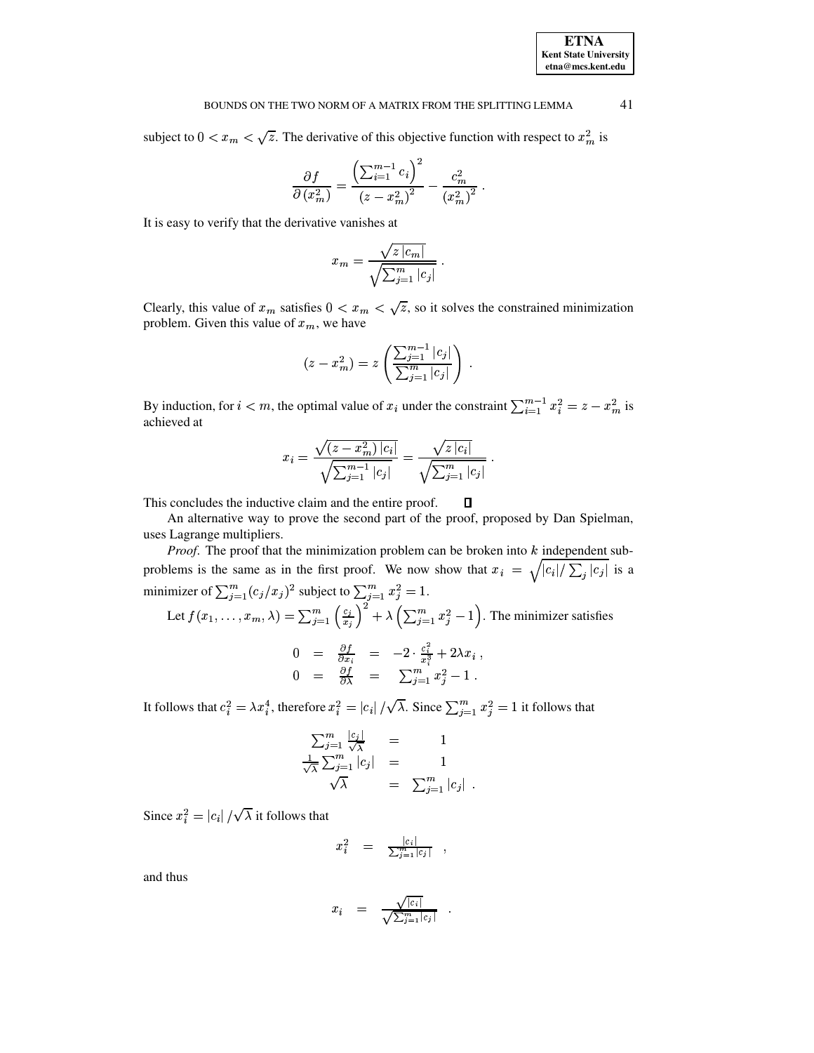subject to $0 < x_m < \sqrt{z}$. The derivative of this objective function with respect to $x_m^2$ is

$$\frac{\partial f}{\partial \left(x_m^2\right)} = \frac{\left(\sum_{i=1}^{m-1} c_i\right)^2}{\left(z - x_m^2\right)^2} - \frac{c_m^2}{\left(x_m^2\right)^2} \,.$$

It is easy to verify that the derivative vanishes at

$$x_m = \frac{\sqrt{z\,|c_m|}}{\sqrt{\sum_{j=1}^{m} |c_j|}} \,.$$

Clearly, this value of $x_m$ satisfies $0 < x_m < \sqrt{z}$, so it solves the constrained minimization problem. Given this value of $x_m$, we have

$$(z - x_m^2) = z \left( \frac{\sum_{j=1}^{m-1} |c_j|}{\sum_{j=1}^{m} |c_j|} \right) \,.$$

By induction, for $i < m$, the optimal value of $x_i$ under the constraint $\sum_{i=1}^{m-1} x_i^2 = z - x_m^2$ is achieved at

$$x_i = \frac{\sqrt{(z - x_m^2)\,|c_i|}}{\sqrt{\sum_{j=1}^{m-1} |c_j|}} = \frac{\sqrt{z\,|c_i|}}{\sqrt{\sum_{j=1}^{m} |c_j|}} \,.$$

This concludes the inductive claim and the entire proof. ∎

An alternative way to prove the second part of the proof, proposed by Dan Spielman, uses Lagrange multipliers.

*Proof.* The proof that the minimization problem can be broken into $k$ independent subproblems is the same as in the first proof. We now show that $x_i = \sqrt{|c_i| / \sum_j |c_j|}$ is a minimizer of $\sum_{j=1}^{m} (c_j/x_j)^2$ subject to $\sum_{j=1}^{m} x_j^2 = 1$.

Let $f(x_1, \ldots, x_m, \lambda) = \sum_{j=1}^{m} \left(\frac{c_j}{x_j}\right)^2 + \lambda \left(\sum_{j=1}^{m} x_j^2 - 1\right)$. The minimizer satisfies

$$\begin{aligned} 0 &= \frac{\partial f}{\partial x_i} = -2 \cdot \frac{c_i^2}{x_i^3} + 2\lambda x_i \,, \\ 0 &= \frac{\partial f}{\partial \lambda} = \sum_{j=1}^{m} x_j^2 - 1 \,. \end{aligned}$$

It follows that $c_i^2 = \lambda x_i^4$, therefore $x_i^2 = |c_i| / \sqrt{\lambda}$. Since $\sum_{j=1}^{m} x_j^2 = 1$ it follows that

$$\begin{aligned} \sum_{j=1}^{m} \frac{|c_j|}{\sqrt{\lambda}} &= 1 \\ \frac{1}{\sqrt{\lambda}} \sum_{j=1}^{m} |c_j| &= 1 \\ \sqrt{\lambda} &= \sum_{j=1}^{m} |c_j| \,. \end{aligned}$$

Since $x_i^2 = |c_i| / \sqrt{\lambda}$ it follows that

$$x_i^2 = \frac{|c_i|}{\sum_{j=1}^{m} |c_j|} \,,$$

and thus

$$x_i = \frac{\sqrt{|c_i|}}{\sqrt{\sum_{j=1}^{m} |c_j|}} \,.$$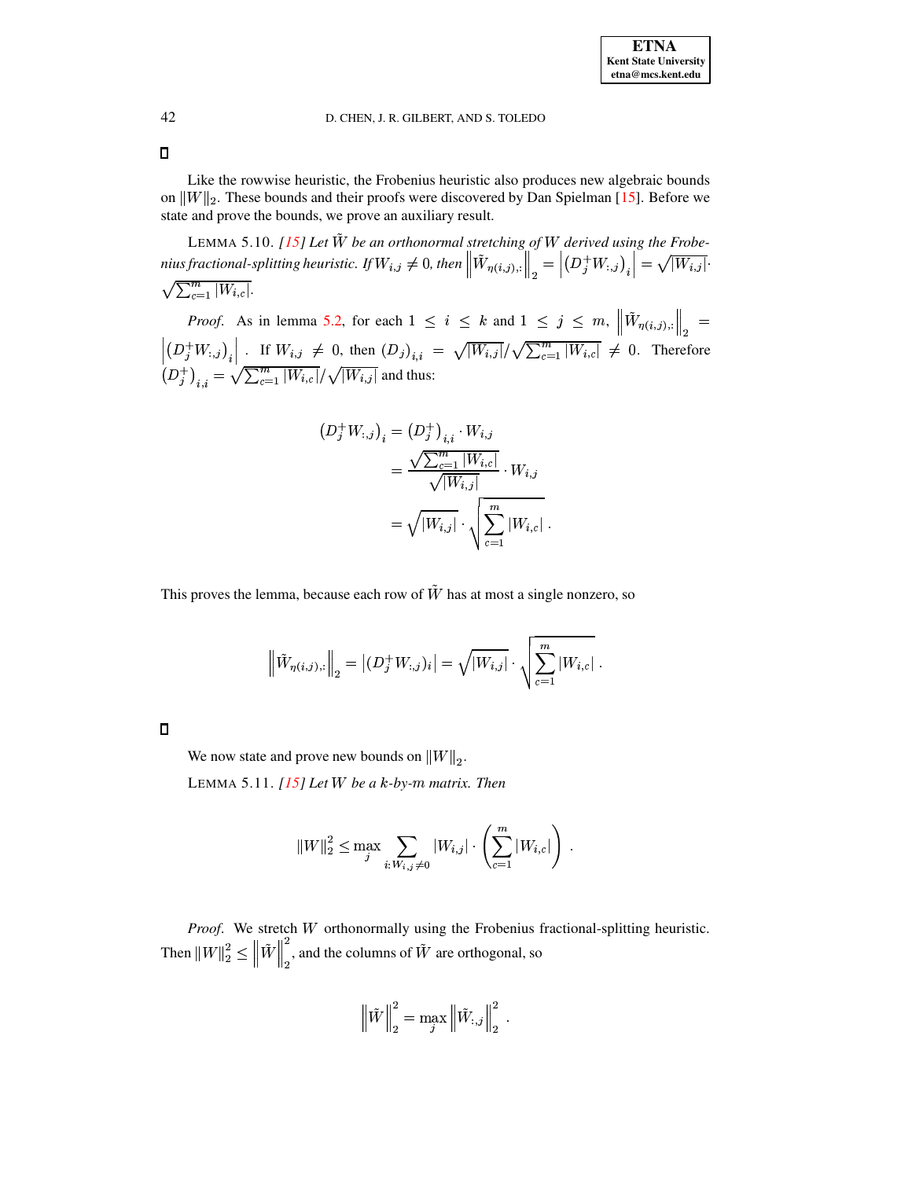□

Like the rowwise heuristic, the Frobenius heuristic also produces new algebraic bounds on $\|W\|_2$. These bounds and their proofs were discovered by Dan Spielman [15]. Before we state and prove the bounds, we prove an auxiliary result.

LEMMA 5.10. *[15] Let $\tilde{W}$ be an orthonormal stretching of $W$ derived using the Frobenius fractional-splitting heuristic. If $W_{i,j} \neq 0$, then $\left\|\tilde{W}_{\eta(i,j),:}\right\|_2 = \left|\left(D_j^+ W_{:,j}\right)_i\right| = \sqrt{|W_{i,j}|} \cdot \sqrt{\sum_{c=1}^m |W_{i,c}|}$.*

*Proof.* As in lemma 5.2, for each $1 \leq i \leq k$ and $1 \leq j \leq m$, $\left\|\tilde{W}_{\eta(i,j),:}\right\|_2 = \left|\left(D_j^+ W_{:,j}\right)_i\right|$. If $W_{i,j} \neq 0$, then $\left(D_j\right)_{i,i} = \sqrt{|W_{i,j}|}/\sqrt{\sum_{c=1}^m |W_{i,c}|} \neq 0$. Therefore $\left(D_j^+\right)_{i,i} = \sqrt{\sum_{c=1}^m |W_{i,c}|}/\sqrt{|W_{i,j}|}$ and thus:

$$
\begin{aligned}
\left(D_j^+ W_{:,j}\right)_i &= \left(D_j^+\right)_{i,i} \cdot W_{i,j} \\
&= \frac{\sqrt{\sum_{c=1}^m |W_{i,c}|}}{\sqrt{|W_{i,j}|}} \cdot W_{i,j} \\
&= \sqrt{|W_{i,j}|} \cdot \sqrt{\sum_{c=1}^m |W_{i,c}|}\,.
\end{aligned}
$$

This proves the lemma, because each row of $\tilde{W}$ has at most a single nonzero, so

$$
\left\|\tilde{W}_{\eta(i,j),:}\right\|_2 = \left|(D_j^+ W_{:,j})_i\right| = \sqrt{|W_{i,j}|} \cdot \sqrt{\sum_{c=1}^m |W_{i,c}|}\,.
$$

□

We now state and prove new bounds on $\|W\|_2$.

LEMMA 5.11. *[15] Let $W$ be a $k$-by-$m$ matrix. Then*

$$
\|W\|_2^2 \leq \max_j \sum_{i: W_{i,j} \neq 0} |W_{i,j}| \cdot \left(\sum_{c=1}^m |W_{i,c}|\right)\,.
$$

*Proof.* We stretch $W$ orthonormally using the Frobenius fractional-splitting heuristic. Then $\|W\|_2^2 \leq \left\|\tilde{W}\right\|_2^2$, and the columns of $\tilde{W}$ are orthogonal, so

$$
\left\|\tilde{W}\right\|_2^2 = \max_j \left\|\tilde{W}_{:,j}\right\|_2^2\,.
$$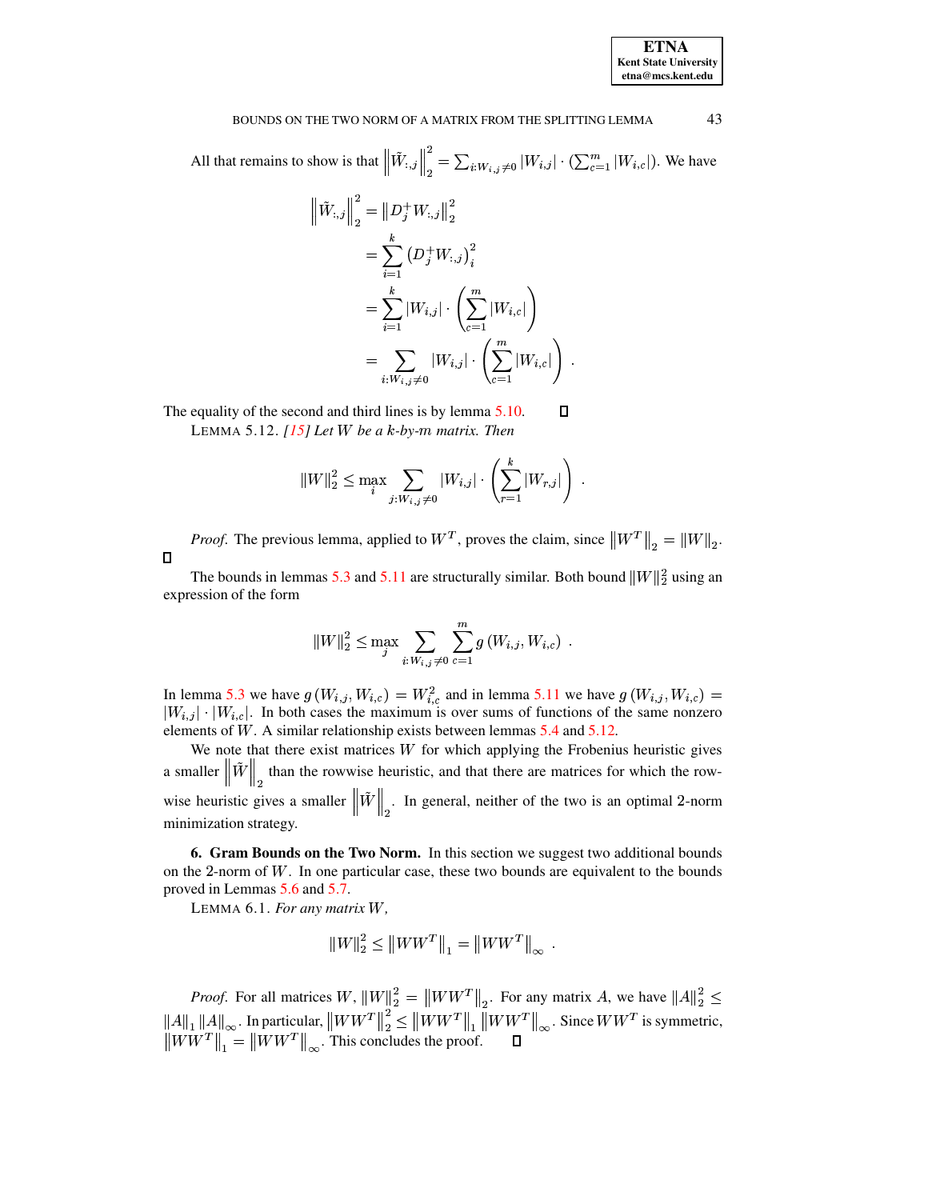All that remains to show is that $\left\|\tilde{W}_{:,j}\right\|_2^2 = \sum_{i:W_{i,j}\neq 0} |W_{i,j}| \cdot (\sum_{c=1}^{m} |W_{i,c}|)$. We have

$$
\begin{aligned}
\left\|\tilde{W}_{:,j}\right\|_2^2 &= \left\|D_j^+ W_{:,j}\right\|_2^2 \\
&= \sum_{i=1}^{k} \left(D_j^+ W_{:,j}\right)_i^2 \\
&= \sum_{i=1}^{k} |W_{i,j}| \cdot \left(\sum_{c=1}^{m} |W_{i,c}|\right) \\
&= \sum_{i:W_{i,j}\neq 0} |W_{i,j}| \cdot \left(\sum_{c=1}^{m} |W_{i,c}|\right) .
\end{aligned}
$$

The equality of the second and third lines is by lemma 5.10. ◻

LEMMA 5.12. *[15] Let $W$ be a $k$-by-$m$ matrix. Then*

$$
\|W\|_2^2 \leq \max_i \sum_{j:W_{i,j}\neq 0} |W_{i,j}| \cdot \left(\sum_{r=1}^{k} |W_{r,j}|\right) .
$$

*Proof.* The previous lemma, applied to $W^T$, proves the claim, since $\left\|W^T\right\|_2 = \|W\|_2$. ◻

The bounds in lemmas 5.3 and 5.11 are structurally similar. Both bound $\|W\|_2^2$ using an expression of the form

$$
\|W\|_2^2 \leq \max_j \sum_{i:W_{i,j}\neq 0} \sum_{c=1}^{m} g\left(W_{i,j}, W_{i,c}\right) .
$$

In lemma 5.3 we have $g\left(W_{i,j}, W_{i,c}\right) = W_{i,c}^2$ and in lemma 5.11 we have $g\left(W_{i,j}, W_{i,c}\right) = |W_{i,j}| \cdot |W_{i,c}|$. In both cases the maximum is over sums of functions of the same nonzero elements of $W$. A similar relationship exists between lemmas 5.4 and 5.12.

We note that there exist matrices $W$ for which applying the Frobenius heuristic gives a smaller $\left\|\tilde{W}\right\|_2$ than the rowwise heuristic, and that there are matrices for which the rowwise heuristic gives a smaller $\left\|\tilde{W}\right\|_2$. In general, neither of the two is an optimal 2-norm minimization strategy.

## 6. Gram Bounds on the Two Norm.

In this section we suggest two additional bounds on the 2-norm of $W$. In one particular case, these two bounds are equivalent to the bounds proved in Lemmas 5.6 and 5.7.

LEMMA 6.1. *For any matrix $W$,*

$$
\|W\|_2^2 \leq \left\|WW^T\right\|_1 = \left\|WW^T\right\|_\infty .
$$

*Proof.* For all matrices $W$, $\|W\|_2^2 = \left\|WW^T\right\|_2$. For any matrix $A$, we have $\|A\|_2^2 \leq \|A\|_1 \|A\|_\infty$. In particular, $\left\|WW^T\right\|_2^2 \leq \left\|WW^T\right\|_1 \left\|WW^T\right\|_\infty$. Since $WW^T$ is symmetric, $\left\|WW^T\right\|_1 = \left\|WW^T\right\|_\infty$. This concludes the proof. ◻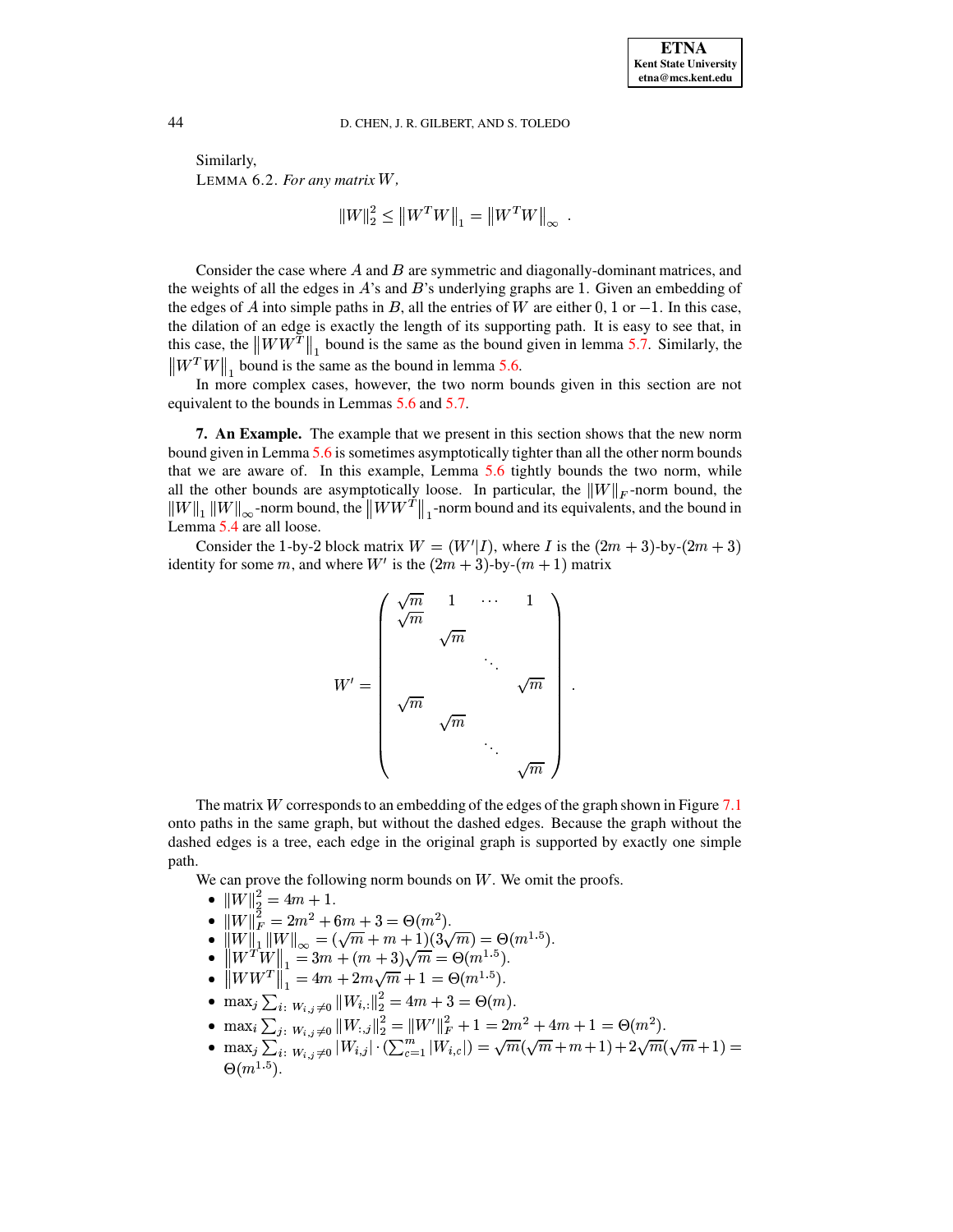Similarly,

LEMMA 6.2. *For any matrix $W$,*

$$\|W\|_2^2 \le \left\|W^T W\right\|_1 = \left\|W^T W\right\|_\infty .$$

Consider the case where $A$ and $B$ are symmetric and diagonally-dominant matrices, and the weights of all the edges in $A$'s and $B$'s underlying graphs are 1. Given an embedding of the edges of $A$ into simple paths in $B$, all the entries of $W$ are either 0, 1 or $-1$. In this case, the dilation of an edge is exactly the length of its supporting path. It is easy to see that, in this case, the $\left\|WW^T\right\|_1$ bound is the same as the bound given in lemma 5.7. Similarly, the $\left\|W^T W\right\|_1$ bound is the same as the bound in lemma 5.6.

In more complex cases, however, the two norm bounds given in this section are not equivalent to the bounds in Lemmas 5.6 and 5.7.

**7. An Example.** The example that we present in this section shows that the new norm bound given in Lemma 5.6 is sometimes asymptotically tighter than all the other norm bounds that we are aware of. In this example, Lemma 5.6 tightly bounds the two norm, while all the other bounds are asymptotically loose. In particular, the $\|W\|_F$-norm bound, the $\|W\|_1 \|W\|_\infty$-norm bound, the $\left\|WW^T\right\|_1$-norm bound and its equivalents, and the bound in Lemma 5.4 are all loose.

Consider the 1-by-2 block matrix $W = (W'|I)$, where $I$ is the $(2m+3)$-by-$(2m+3)$ identity for some $m$, and where $W'$ is the $(2m+3)$-by-$(m+1)$ matrix

$$W' = \begin{pmatrix} \sqrt{m} & 1 & \cdots & 1 \\ \sqrt{m} & & & \\ & \sqrt{m} & & \\ & & \ddots & \\ & & & \sqrt{m} \\ \sqrt{m} & & & \\ & \sqrt{m} & & \\ & & \ddots & \\ & & & \sqrt{m} \end{pmatrix} .$$

The matrix $W$ corresponds to an embedding of the edges of the graph shown in Figure 7.1 onto paths in the same graph, but without the dashed edges. Because the graph without the dashed edges is a tree, each edge in the original graph is supported by exactly one simple path.

We can prove the following norm bounds on $W$. We omit the proofs.

- $\|W\|_2^2 = 4m + 1$.
- $\|W\|_F^2 = 2m^2 + 6m + 3 = \Theta(m^2)$.
- $\|W\|_1 \|W\|_\infty = (\sqrt{m} + m + 1)(3\sqrt{m}) = \Theta(m^{1.5})$.
- $\left\|W^T W\right\|_1 = 3m + (m+3)\sqrt{m} = \Theta(m^{1.5})$.
- $\left\|WW^T\right\|_1 = 4m + 2m\sqrt{m} + 1 = \Theta(m^{1.5})$.
- $\max_j \sum_{i:\, W_{i,j} \neq 0} \|W_{i,:}\|_2^2 = 4m + 3 = \Theta(m)$.
- $\max_i \sum_{j:\, W_{i,j} \neq 0} \|W_{:,j}\|_2^2 = \|W'\|_F^2 + 1 = 2m^2 + 4m + 1 = \Theta(m^2)$.
- $\max_j \sum_{i:\, W_{i,j} \neq 0} |W_{i,j}| \cdot (\sum_{c=1}^{m} |W_{i,c}|) = \sqrt{m}(\sqrt{m} + m + 1) + 2\sqrt{m}(\sqrt{m} + 1) = \Theta(m^{1.5})$.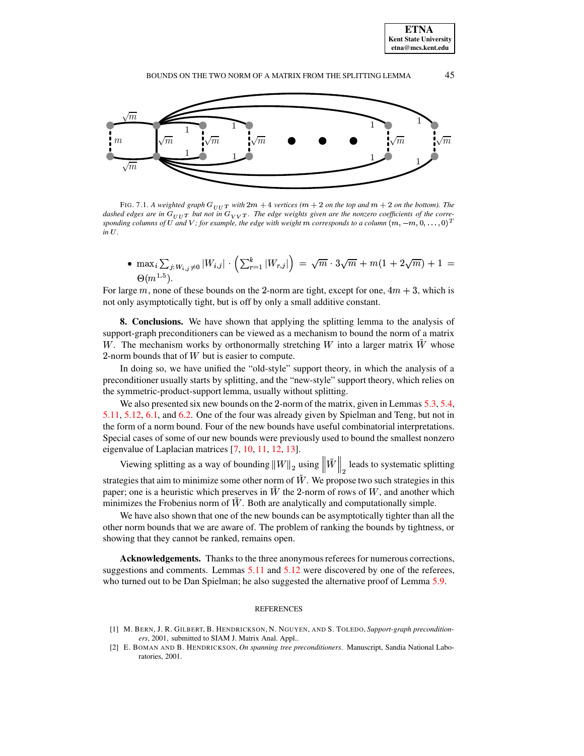FIG. 7.1. *A weighted graph $G_{UU^T}$ with $2m+4$ vertices ($m+2$ on the top and $m+2$ on the bottom). The dashed edges are in $G_{UU^T}$ but not in $G_{VV^T}$. The edge weights given are the nonzero coefficients of the corresponding columns of $U$ and $V$; for example, the edge with weight $m$ corresponds to a column $(m, -m, 0, \ldots, 0)^T$ in $U$.*

- $\max_i \sum_{j: W_{i,j} \neq 0} |W_{i,j}| \cdot \left( \sum_{r=1}^{k} |W_{r,j}| \right) = \sqrt{m} \cdot 3\sqrt{m} + m(1 + 2\sqrt{m}) + 1 = \Theta(m^{1.5})$.

For large $m$, none of these bounds on the 2-norm are tight, except for one, $4m+3$, which is not only asymptotically tight, but is off by only a small additive constant.

**8. Conclusions.** We have shown that applying the splitting lemma to the analysis of support-graph preconditioners can be viewed as a mechanism to bound the norm of a matrix $W$. The mechanism works by orthonormally stretching $W$ into a larger matrix $\tilde{W}$ whose 2-norm bounds that of $W$ but is easier to compute.

In doing so, we have unified the "old-style" support theory, in which the analysis of a preconditioner usually starts by splitting, and the "new-style" support theory, which relies on the symmetric-product-support lemma, usually without splitting.

We also presented six new bounds on the 2-norm of the matrix, given in Lemmas 5.3, 5.4, 5.11, 5.12, 6.1, and 6.2. One of the four was already given by Spielman and Teng, but not in the form of a norm bound. Four of the new bounds have useful combinatorial interpretations. Special cases of some of our new bounds were previously used to bound the smallest nonzero eigenvalue of Laplacian matrices [7, 10, 11, 12, 13].

Viewing splitting as a way of bounding $\|W\|_2$ using $\left\|\tilde{W}\right\|_2$ leads to systematic splitting strategies that aim to minimize some other norm of $\tilde{W}$. We propose two such strategies in this paper; one is a heuristic which preserves in $\tilde{W}$ the 2-norm of rows of $W$, and another which minimizes the Frobenius norm of $\tilde{W}$. Both are analytically and computationally simple.

We have also shown that one of the new bounds can be asymptotically tighter than all the other norm bounds that we are aware of. The problem of ranking the bounds by tightness, or showing that they cannot be ranked, remains open.

**Acknowledgements.** Thanks to the three anonymous referees for numerous corrections, suggestions and comments. Lemmas 5.11 and 5.12 were discovered by one of the referees, who turned out to be Dan Spielman; he also suggested the alternative proof of Lemma 5.9.

## REFERENCES

[1] M. BERN, J. R. GILBERT, B. HENDRICKSON, N. NGUYEN, AND S. TOLEDO, *Support-graph preconditioners*, 2001, submitted to SIAM J. Matrix Anal. Appl..

[2] E. BOMAN AND B. HENDRICKSON, *On spanning tree preconditioners*. Manuscript, Sandia National Laboratories, 2001.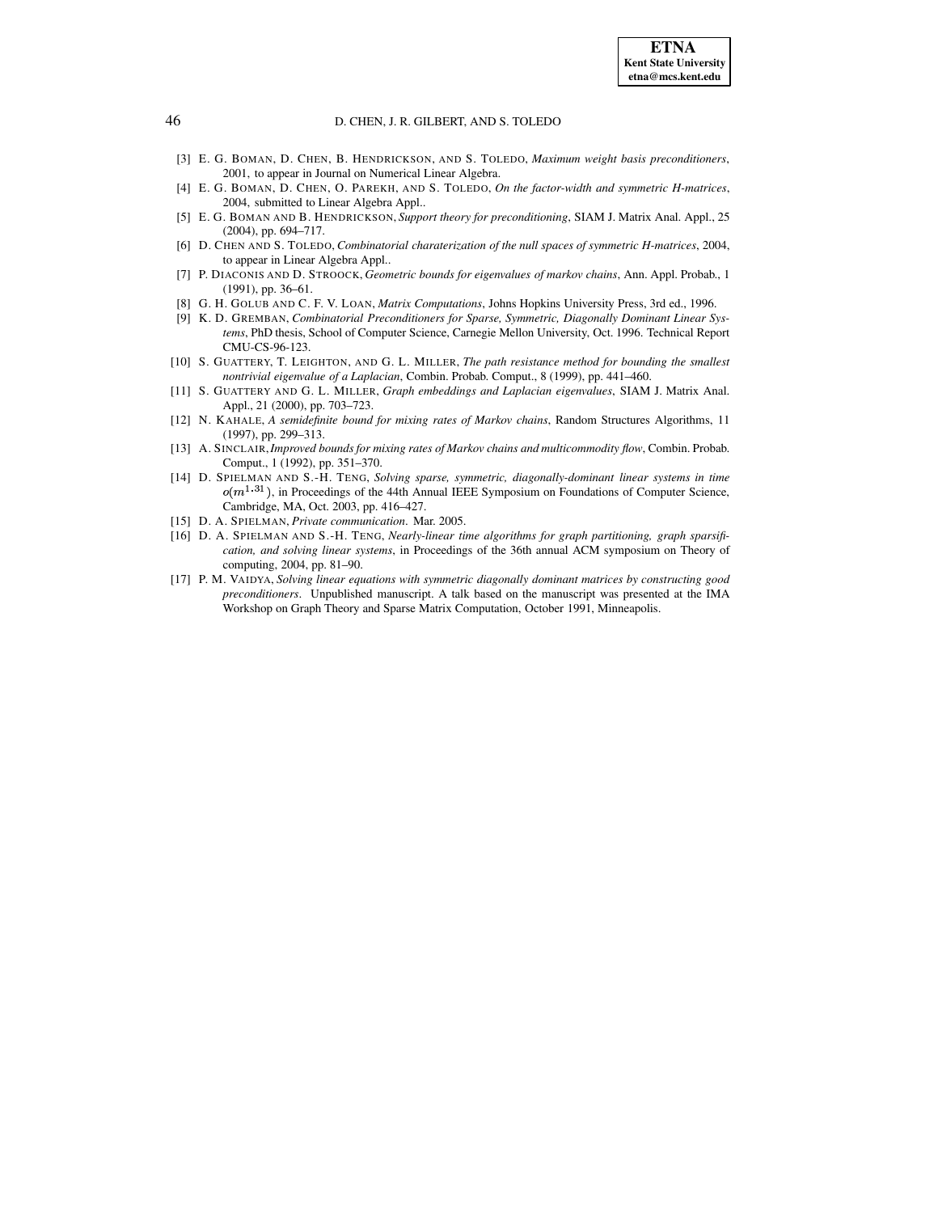[3] E. G. BOMAN, D. CHEN, B. HENDRICKSON, AND S. TOLEDO, *Maximum weight basis preconditioners*, 2001, to appear in Journal on Numerical Linear Algebra.

[4] E. G. BOMAN, D. CHEN, O. PAREKH, AND S. TOLEDO, *On the factor-width and symmetric H-matrices*, 2004, submitted to Linear Algebra Appl..

[5] E. G. BOMAN AND B. HENDRICKSON, *Support theory for preconditioning*, SIAM J. Matrix Anal. Appl., 25 (2004), pp. 694–717.

[6] D. CHEN AND S. TOLEDO, *Combinatorial charaterization of the null spaces of symmetric H-matrices*, 2004, to appear in Linear Algebra Appl..

[7] P. DIACONIS AND D. STROOCK, *Geometric bounds for eigenvalues of markov chains*, Ann. Appl. Probab., 1 (1991), pp. 36–61.

[8] G. H. GOLUB AND C. F. V. LOAN, *Matrix Computations*, Johns Hopkins University Press, 3rd ed., 1996.

[9] K. D. GREMBAN, *Combinatorial Preconditioners for Sparse, Symmetric, Diagonally Dominant Linear Systems*, PhD thesis, School of Computer Science, Carnegie Mellon University, Oct. 1996. Technical Report CMU-CS-96-123.

[10] S. GUATTERY, T. LEIGHTON, AND G. L. MILLER, *The path resistance method for bounding the smallest nontrivial eigenvalue of a Laplacian*, Combin. Probab. Comput., 8 (1999), pp. 441–460.

[11] S. GUATTERY AND G. L. MILLER, *Graph embeddings and Laplacian eigenvalues*, SIAM J. Matrix Anal. Appl., 21 (2000), pp. 703–723.

[12] N. KAHALE, *A semidefinite bound for mixing rates of Markov chains*, Random Structures Algorithms, 11 (1997), pp. 299–313.

[13] A. SINCLAIR, *Improved bounds for mixing rates of Markov chains and multicommodity flow*, Combin. Probab. Comput., 1 (1992), pp. 351–370.

[14] D. SPIELMAN AND S.-H. TENG, *Solving sparse, symmetric, diagonally-dominant linear systems in time* $o(m^{1.31})$, in Proceedings of the 44th Annual IEEE Symposium on Foundations of Computer Science, Cambridge, MA, Oct. 2003, pp. 416–427.

[15] D. A. SPIELMAN, *Private communication*. Mar. 2005.

[16] D. A. SPIELMAN AND S.-H. TENG, *Nearly-linear time algorithms for graph partitioning, graph sparsification, and solving linear systems*, in Proceedings of the 36th annual ACM symposium on Theory of computing, 2004, pp. 81–90.

[17] P. M. VAIDYA, *Solving linear equations with symmetric diagonally dominant matrices by constructing good preconditioners*. Unpublished manuscript. A talk based on the manuscript was presented at the IMA Workshop on Graph Theory and Sparse Matrix Computation, October 1991, Minneapolis.